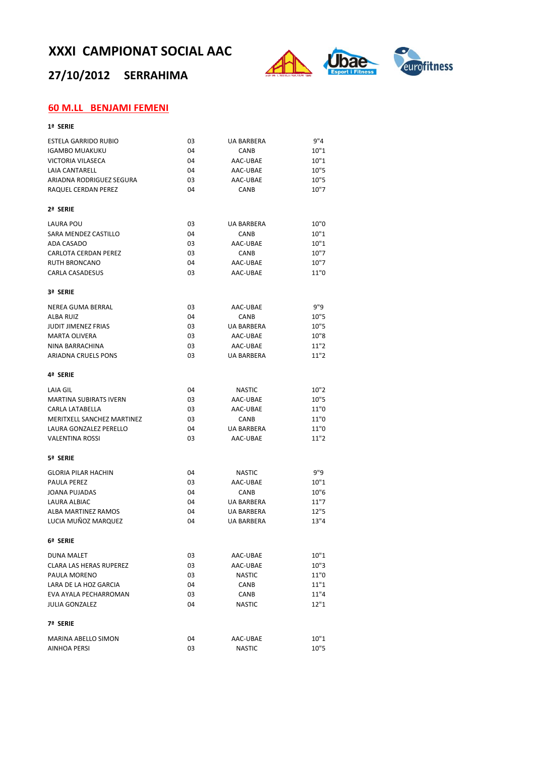# XXXI CAMPIONAT SOCIAL AAC

## 27/10/2012 SERRAHIMA

### 60 M.LL BENJAMI FEMENI

**1ª SERIE**

| | | | |
|---|---|---|---|
| ESTELA GARRIDO RUBIO | 03 | UA BARBERA | 9"4 |
| IGAMBO MUAKUKU | 04 | CANB | 10"1 |
| VICTORIA VILASECA | 04 | AAC-UBAE | 10"1 |
| LAIA CANTARELL | 04 | AAC-UBAE | 10"5 |
| ARIADNA RODRIGUEZ SEGURA | 03 | AAC-UBAE | 10"5 |
| RAQUEL CERDAN PEREZ | 04 | CANB | 10"7 |

**2ª SERIE**

| | | | |
|---|---|---|---|
| LAURA POU | 03 | UA BARBERA | 10"0 |
| SARA MENDEZ CASTILLO | 04 | CANB | 10"1 |
| ADA CASADO | 03 | AAC-UBAE | 10"1 |
| CARLOTA CERDAN PEREZ | 03 | CANB | 10"7 |
| RUTH BRONCANO | 04 | AAC-UBAE | 10"7 |
| CARLA CASADESUS | 03 | AAC-UBAE | 11"0 |

**3ª SERIE**

| | | | |
|---|---|---|---|
| NEREA GUMA BERRAL | 03 | AAC-UBAE | 9"9 |
| ALBA RUIZ | 04 | CANB | 10"5 |
| JUDIT JIMENEZ FRIAS | 03 | UA BARBERA | 10"5 |
| MARTA OLIVERA | 03 | AAC-UBAE | 10"8 |
| NINA BARRACHINA | 03 | AAC-UBAE | 11"2 |
| ARIADNA CRUELS PONS | 03 | UA BARBERA | 11"2 |

**4ª SERIE**

| | | | |
|---|---|---|---|
| LAIA GIL | 04 | NASTIC | 10"2 |
| MARTINA SUBIRATS IVERN | 03 | AAC-UBAE | 10"5 |
| CARLA LATABELLA | 03 | AAC-UBAE | 11"0 |
| MERITXELL SANCHEZ MARTINEZ | 03 | CANB | 11"0 |
| LAURA GONZALEZ PERELLO | 04 | UA BARBERA | 11"0 |
| VALENTINA ROSSI | 03 | AAC-UBAE | 11"2 |

**5ª SERIE**

| | | | |
|---|---|---|---|
| GLORIA PILAR HACHIN | 04 | NASTIC | 9"9 |
| PAULA PEREZ | 03 | AAC-UBAE | 10"1 |
| JOANA PUJADAS | 04 | CANB | 10"6 |
| LAURA ALBIAC | 04 | UA BARBERA | 11"7 |
| ALBA MARTINEZ RAMOS | 04 | UA BARBERA | 12"5 |
| LUCIA MUÑOZ MARQUEZ | 04 | UA BARBERA | 13"4 |

**6ª SERIE**

| | | | |
|---|---|---|---|
| DUNA MALET | 03 | AAC-UBAE | 10"1 |
| CLARA LAS HERAS RUPEREZ | 03 | AAC-UBAE | 10"3 |
| PAULA MORENO | 03 | NASTIC | 11"0 |
| LARA DE LA HOZ GARCIA | 04 | CANB | 11"1 |
| EVA AYALA PECHARROMAN | 03 | CANB | 11"4 |
| JULIA GONZALEZ | 04 | NASTIC | 12"1 |

**7ª SERIE**

| | | | |
|---|---|---|---|
| MARINA ABELLO SIMON | 04 | AAC-UBAE | 10"1 |
| AINHOA PERSI | 03 | NASTIC | 10"5 |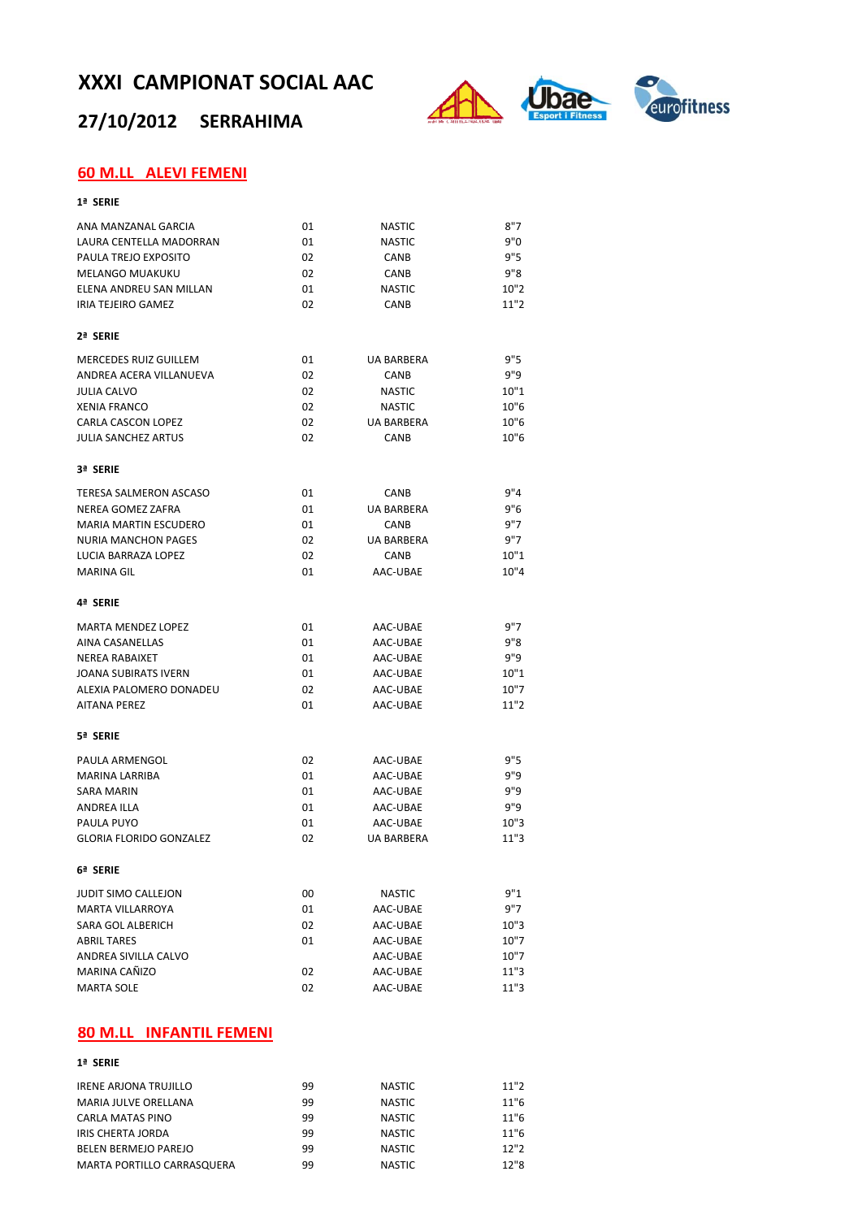# XXXI CAMPIONAT SOCIAL AAC

## 27/10/2012 SERRAHIMA

### 60 M.LL ALEVI FEMENI

**1ª SERIE**

| | | | |
|---|---|---|---|
| ANA MANZANAL GARCIA | 01 | NASTIC | 8"7 |
| LAURA CENTELLA MADORRAN | 01 | NASTIC | 9"0 |
| PAULA TREJO EXPOSITO | 02 | CANB | 9"5 |
| MELANGO MUAKUKU | 02 | CANB | 9"8 |
| ELENA ANDREU SAN MILLAN | 01 | NASTIC | 10"2 |
| IRIA TEJEIRO GAMEZ | 02 | CANB | 11"2 |

**2ª SERIE**

| | | | |
|---|---|---|---|
| MERCEDES RUIZ GUILLEM | 01 | UA BARBERA | 9"5 |
| ANDREA ACERA VILLANUEVA | 02 | CANB | 9"9 |
| JULIA CALVO | 02 | NASTIC | 10"1 |
| XENIA FRANCO | 02 | NASTIC | 10"6 |
| CARLA CASCON LOPEZ | 02 | UA BARBERA | 10"6 |
| JULIA SANCHEZ ARTUS | 02 | CANB | 10"6 |

**3ª SERIE**

| | | | |
|---|---|---|---|
| TERESA SALMERON ASCASO | 01 | CANB | 9"4 |
| NEREA GOMEZ ZAFRA | 01 | UA BARBERA | 9"6 |
| MARIA MARTIN ESCUDERO | 01 | CANB | 9"7 |
| NURIA MANCHON PAGES | 02 | UA BARBERA | 9"7 |
| LUCIA BARRAZA LOPEZ | 02 | CANB | 10"1 |
| MARINA GIL | 01 | AAC-UBAE | 10"4 |

**4ª SERIE**

| | | | |
|---|---|---|---|
| MARTA MENDEZ LOPEZ | 01 | AAC-UBAE | 9"7 |
| AINA CASANELLAS | 01 | AAC-UBAE | 9"8 |
| NEREA RABAIXET | 01 | AAC-UBAE | 9"9 |
| JOANA SUBIRATS IVERN | 01 | AAC-UBAE | 10"1 |
| ALEXIA PALOMERO DONADEU | 02 | AAC-UBAE | 10"7 |
| AITANA PEREZ | 01 | AAC-UBAE | 11"2 |

**5ª SERIE**

| | | | |
|---|---|---|---|
| PAULA ARMENGOL | 02 | AAC-UBAE | 9"5 |
| MARINA LARRIBA | 01 | AAC-UBAE | 9"9 |
| SARA MARIN | 01 | AAC-UBAE | 9"9 |
| ANDREA ILLA | 01 | AAC-UBAE | 9"9 |
| PAULA PUYO | 01 | AAC-UBAE | 10"3 |
| GLORIA FLORIDO GONZALEZ | 02 | UA BARBERA | 11"3 |

**6ª SERIE**

| | | | |
|---|---|---|---|
| JUDIT SIMO CALLEJON | 00 | NASTIC | 9"1 |
| MARTA VILLARROYA | 01 | AAC-UBAE | 9"7 |
| SARA GOL ALBERICH | 02 | AAC-UBAE | 10"3 |
| ABRIL TARES | 01 | AAC-UBAE | 10"7 |
| ANDREA SIVILLA CALVO | | AAC-UBAE | 10"7 |
| MARINA CAÑIZO | 02 | AAC-UBAE | 11"3 |
| MARTA SOLE | 02 | AAC-UBAE | 11"3 |

### 80 M.LL INFANTIL FEMENI

**1ª SERIE**

| | | | |
|---|---|---|---|
| IRENE ARJONA TRUJILLO | 99 | NASTIC | 11"2 |
| MARIA JULVE ORELLANA | 99 | NASTIC | 11"6 |
| CARLA MATAS PINO | 99 | NASTIC | 11"6 |
| IRIS CHERTA JORDA | 99 | NASTIC | 11"6 |
| BELEN BERMEJO PAREJO | 99 | NASTIC | 12"2 |
| MARTA PORTILLO CARRASQUERA | 99 | NASTIC | 12"8 |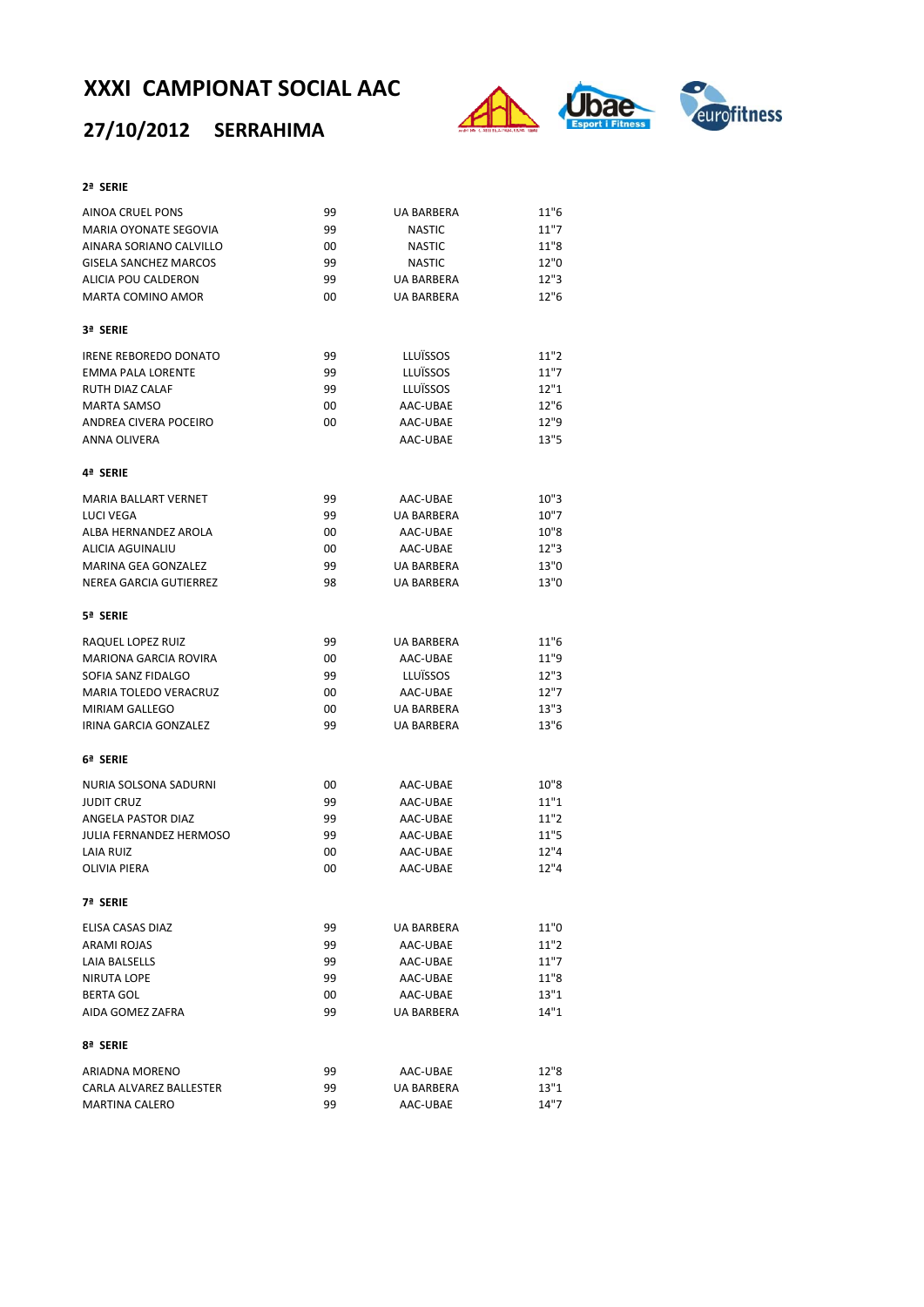# XXXI CAMPIONAT SOCIAL AAC

## 27/10/2012 SERRAHIMA

### 2ª SERIE

| | | | |
|---|---|---|---|
| AINOA CRUEL PONS | 99 | UA BARBERA | 11"6 |
| MARIA OYONATE SEGOVIA | 99 | NASTIC | 11"7 |
| AINARA SORIANO CALVILLO | 00 | NASTIC | 11"8 |
| GISELA SANCHEZ MARCOS | 99 | NASTIC | 12"0 |
| ALICIA POU CALDERON | 99 | UA BARBERA | 12"3 |
| MARTA COMINO AMOR | 00 | UA BARBERA | 12"6 |

### 3ª SERIE

| | | | |
|---|---|---|---|
| IRENE REBOREDO DONATO | 99 | LLUÏSSOS | 11"2 |
| EMMA PALA LORENTE | 99 | LLUÏSSOS | 11"7 |
| RUTH DIAZ CALAF | 99 | LLUÏSSOS | 12"1 |
| MARTA SAMSO | 00 | AAC-UBAE | 12"6 |
| ANDREA CIVERA POCEIRO | 00 | AAC-UBAE | 12"9 |
| ANNA OLIVERA | | AAC-UBAE | 13"5 |

### 4ª SERIE

| | | | |
|---|---|---|---|
| MARIA BALLART VERNET | 99 | AAC-UBAE | 10"3 |
| LUCI VEGA | 99 | UA BARBERA | 10"7 |
| ALBA HERNANDEZ AROLA | 00 | AAC-UBAE | 10"8 |
| ALICIA AGUINALIU | 00 | AAC-UBAE | 12"3 |
| MARINA GEA GONZALEZ | 99 | UA BARBERA | 13"0 |
| NEREA GARCIA GUTIERREZ | 98 | UA BARBERA | 13"0 |

### 5ª SERIE

| | | | |
|---|---|---|---|
| RAQUEL LOPEZ RUIZ | 99 | UA BARBERA | 11"6 |
| MARIONA GARCIA ROVIRA | 00 | AAC-UBAE | 11"9 |
| SOFIA SANZ FIDALGO | 99 | LLUÏSSOS | 12"3 |
| MARIA TOLEDO VERACRUZ | 00 | AAC-UBAE | 12"7 |
| MIRIAM GALLEGO | 00 | UA BARBERA | 13"3 |
| IRINA GARCIA GONZALEZ | 99 | UA BARBERA | 13"6 |

### 6ª SERIE

| | | | |
|---|---|---|---|
| NURIA SOLSONA SADURNI | 00 | AAC-UBAE | 10"8 |
| JUDIT CRUZ | 99 | AAC-UBAE | 11"1 |
| ANGELA PASTOR DIAZ | 99 | AAC-UBAE | 11"2 |
| JULIA FERNANDEZ HERMOSO | 99 | AAC-UBAE | 11"5 |
| LAIA RUIZ | 00 | AAC-UBAE | 12"4 |
| OLIVIA PIERA | 00 | AAC-UBAE | 12"4 |

### 7ª SERIE

| | | | |
|---|---|---|---|
| ELISA CASAS DIAZ | 99 | UA BARBERA | 11"0 |
| ARAMI ROJAS | 99 | AAC-UBAE | 11"2 |
| LAIA BALSELLS | 99 | AAC-UBAE | 11"7 |
| NIRUTA LOPE | 99 | AAC-UBAE | 11"8 |
| BERTA GOL | 00 | AAC-UBAE | 13"1 |
| AIDA GOMEZ ZAFRA | 99 | UA BARBERA | 14"1 |

### 8ª SERIE

| | | | |
|---|---|---|---|
| ARIADNA MORENO | 99 | AAC-UBAE | 12"8 |
| CARLA ALVAREZ BALLESTER | 99 | UA BARBERA | 13"1 |
| MARTINA CALERO | 99 | AAC-UBAE | 14"7 |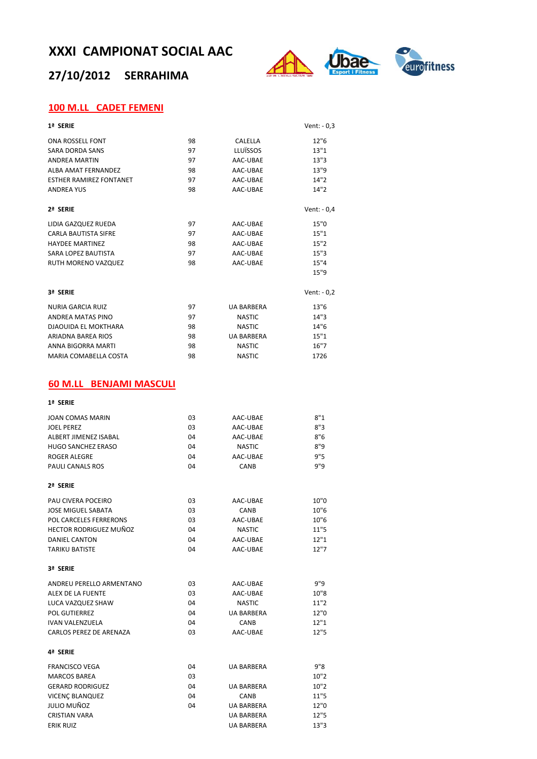# XXXI CAMPIONAT SOCIAL AAC

## 27/10/2012 SERRAHIMA

## 100 M.LL CADET FEMENI

| 1ª SERIE | | | Vent: - 0,3 |
|---|---|---|---|
| ONA ROSSELL FONT | 98 | CALELLA | 12"6 |
| SARA DORDA SANS | 97 | LLUÏSSOS | 13"1 |
| ANDREA MARTIN | 97 | AAC-UBAE | 13"3 |
| ALBA AMAT FERNANDEZ | 98 | AAC-UBAE | 13"9 |
| ESTHER RAMIREZ FONTANET | 97 | AAC-UBAE | 14"2 |
| ANDREA YUS | 98 | AAC-UBAE | 14"2 |

| 2ª SERIE | | | Vent: - 0,4 |
|---|---|---|---|
| LIDIA GAZQUEZ RUEDA | 97 | AAC-UBAE | 15"0 |
| CARLA BAUTISTA SIFRE | 97 | AAC-UBAE | 15"1 |
| HAYDEE MARTINEZ | 98 | AAC-UBAE | 15"2 |
| SARA LOPEZ BAUTISTA | 97 | AAC-UBAE | 15"3 |
| RUTH MORENO VAZQUEZ | 98 | AAC-UBAE | 15"4 |
| | | | 15"9 |

| 3ª SERIE | | | Vent: - 0,2 |
|---|---|---|---|
| NURIA GARCIA RUIZ | 97 | UA BARBERA | 13"6 |
| ANDREA MATAS PINO | 97 | NASTIC | 14"3 |
| DJAOUIDA EL MOKTHARA | 98 | NASTIC | 14"6 |
| ARIADNA BAREA RIOS | 98 | UA BARBERA | 15"1 |
| ANNA BIGORRA MARTI | 98 | NASTIC | 16"7 |
| MARIA COMABELLA COSTA | 98 | NASTIC | 1726 |

## 60 M.LL BENJAMI MASCULI

| 1ª SERIE | | | |
|---|---|---|---|
| JOAN COMAS MARIN | 03 | AAC-UBAE | 8"1 |
| JOEL PEREZ | 03 | AAC-UBAE | 8"3 |
| ALBERT JIMENEZ ISABAL | 04 | AAC-UBAE | 8"6 |
| HUGO SANCHEZ ERASO | 04 | NASTIC | 8"9 |
| ROGER ALEGRE | 04 | AAC-UBAE | 9"5 |
| PAULI CANALS ROS | 04 | CANB | 9"9 |

| 2ª SERIE | | | |
|---|---|---|---|
| PAU CIVERA POCEIRO | 03 | AAC-UBAE | 10"0 |
| JOSE MIGUEL SABATA | 03 | CANB | 10"6 |
| POL CARCELES FERRERONS | 03 | AAC-UBAE | 10"6 |
| HECTOR RODRIGUEZ MUÑOZ | 04 | NASTIC | 11"5 |
| DANIEL CANTON | 04 | AAC-UBAE | 12"1 |
| TARIKU BATISTE | 04 | AAC-UBAE | 12"7 |

| 3ª SERIE | | | |
|---|---|---|---|
| ANDREU PERELLO ARMENTANO | 03 | AAC-UBAE | 9"9 |
| ALEX DE LA FUENTE | 03 | AAC-UBAE | 10"8 |
| LUCA VAZQUEZ SHAW | 04 | NASTIC | 11"2 |
| POL GUTIERREZ | 04 | UA BARBERA | 12"0 |
| IVAN VALENZUELA | 04 | CANB | 12"1 |
| CARLOS PEREZ DE ARENAZA | 03 | AAC-UBAE | 12"5 |

| 4ª SERIE | | | |
|---|---|---|---|
| FRANCISCO VEGA | 04 | UA BARBERA | 9"8 |
| MARCOS BAREA | 03 | | 10"2 |
| GERARD RODRIGUEZ | 04 | UA BARBERA | 10"2 |
| VICENÇ BLANQUEZ | 04 | CANB | 11"5 |
| JULIO MUÑOZ | 04 | UA BARBERA | 12"0 |
| CRISTIAN VARA | | UA BARBERA | 12"5 |
| ERIK RUIZ | | UA BARBERA | 13"3 |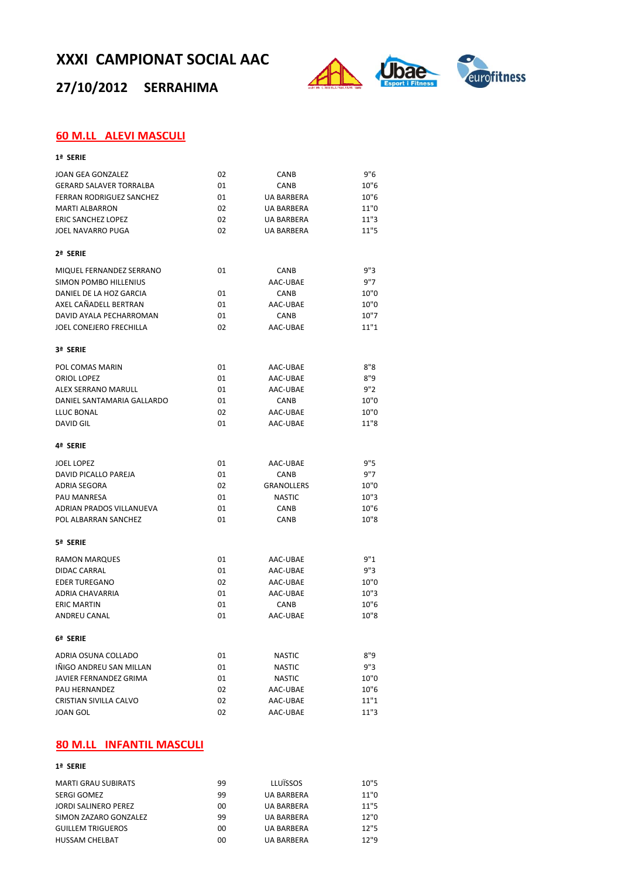# XXXI CAMPIONAT SOCIAL AAC

## 27/10/2012 SERRAHIMA

### 60 M.LL ALEVI MASCULI

**1ª SERIE**

| | | | |
|---|---|---|---|
| JOAN GEA GONZALEZ | 02 | CANB | 9"6 |
| GERARD SALAVER TORRALBA | 01 | CANB | 10"6 |
| FERRAN RODRIGUEZ SANCHEZ | 01 | UA BARBERA | 10"6 |
| MARTI ALBARRON | 02 | UA BARBERA | 11"0 |
| ERIC SANCHEZ LOPEZ | 02 | UA BARBERA | 11"3 |
| JOEL NAVARRO PUGA | 02 | UA BARBERA | 11"5 |

**2ª SERIE**

| | | | |
|---|---|---|---|
| MIQUEL FERNANDEZ SERRANO | 01 | CANB | 9"3 |
| SIMON POMBO HILLENIUS | | AAC-UBAE | 9"7 |
| DANIEL DE LA HOZ GARCIA | 01 | CANB | 10"0 |
| AXEL CAÑADELL BERTRAN | 01 | AAC-UBAE | 10"0 |
| DAVID AYALA PECHARROMAN | 01 | CANB | 10"7 |
| JOEL CONEJERO FRECHILLA | 02 | AAC-UBAE | 11"1 |

**3ª SERIE**

| | | | |
|---|---|---|---|
| POL COMAS MARIN | 01 | AAC-UBAE | 8"8 |
| ORIOL LOPEZ | 01 | AAC-UBAE | 8"9 |
| ALEX SERRANO MARULL | 01 | AAC-UBAE | 9"2 |
| DANIEL SANTAMARIA GALLARDO | 01 | CANB | 10"0 |
| LLUC BONAL | 02 | AAC-UBAE | 10"0 |
| DAVID GIL | 01 | AAC-UBAE | 11"8 |

**4ª SERIE**

| | | | |
|---|---|---|---|
| JOEL LOPEZ | 01 | AAC-UBAE | 9"5 |
| DAVID PICALLO PAREJA | 01 | CANB | 9"7 |
| ADRIA SEGORA | 02 | GRANOLLERS | 10"0 |
| PAU MANRESA | 01 | NASTIC | 10"3 |
| ADRIAN PRADOS VILLANUEVA | 01 | CANB | 10"6 |
| POL ALBARRAN SANCHEZ | 01 | CANB | 10"8 |

**5ª SERIE**

| | | | |
|---|---|---|---|
| RAMON MARQUES | 01 | AAC-UBAE | 9"1 |
| DIDAC CARRAL | 01 | AAC-UBAE | 9"3 |
| EDER TUREGANO | 02 | AAC-UBAE | 10"0 |
| ADRIA CHAVARRIA | 01 | AAC-UBAE | 10"3 |
| ERIC MARTIN | 01 | CANB | 10"6 |
| ANDREU CANAL | 01 | AAC-UBAE | 10"8 |

**6ª SERIE**

| | | | |
|---|---|---|---|
| ADRIA OSUNA COLLADO | 01 | NASTIC | 8"9 |
| IÑIGO ANDREU SAN MILLAN | 01 | NASTIC | 9"3 |
| JAVIER FERNANDEZ GRIMA | 01 | NASTIC | 10"0 |
| PAU HERNANDEZ | 02 | AAC-UBAE | 10"6 |
| CRISTIAN SIVILLA CALVO | 02 | AAC-UBAE | 11"1 |
| JOAN GOL | 02 | AAC-UBAE | 11"3 |

### 80 M.LL INFANTIL MASCULI

**1ª SERIE**

| | | | |
|---|---|---|---|
| MARTI GRAU SUBIRATS | 99 | LLUÏSSOS | 10"5 |
| SERGI GOMEZ | 99 | UA BARBERA | 11"0 |
| JORDI SALINERO PEREZ | 00 | UA BARBERA | 11"5 |
| SIMON ZAZARO GONZALEZ | 99 | UA BARBERA | 12"0 |
| GUILLEM TRIGUEROS | 00 | UA BARBERA | 12"5 |
| HUSSAM CHELBAT | 00 | UA BARBERA | 12"9 |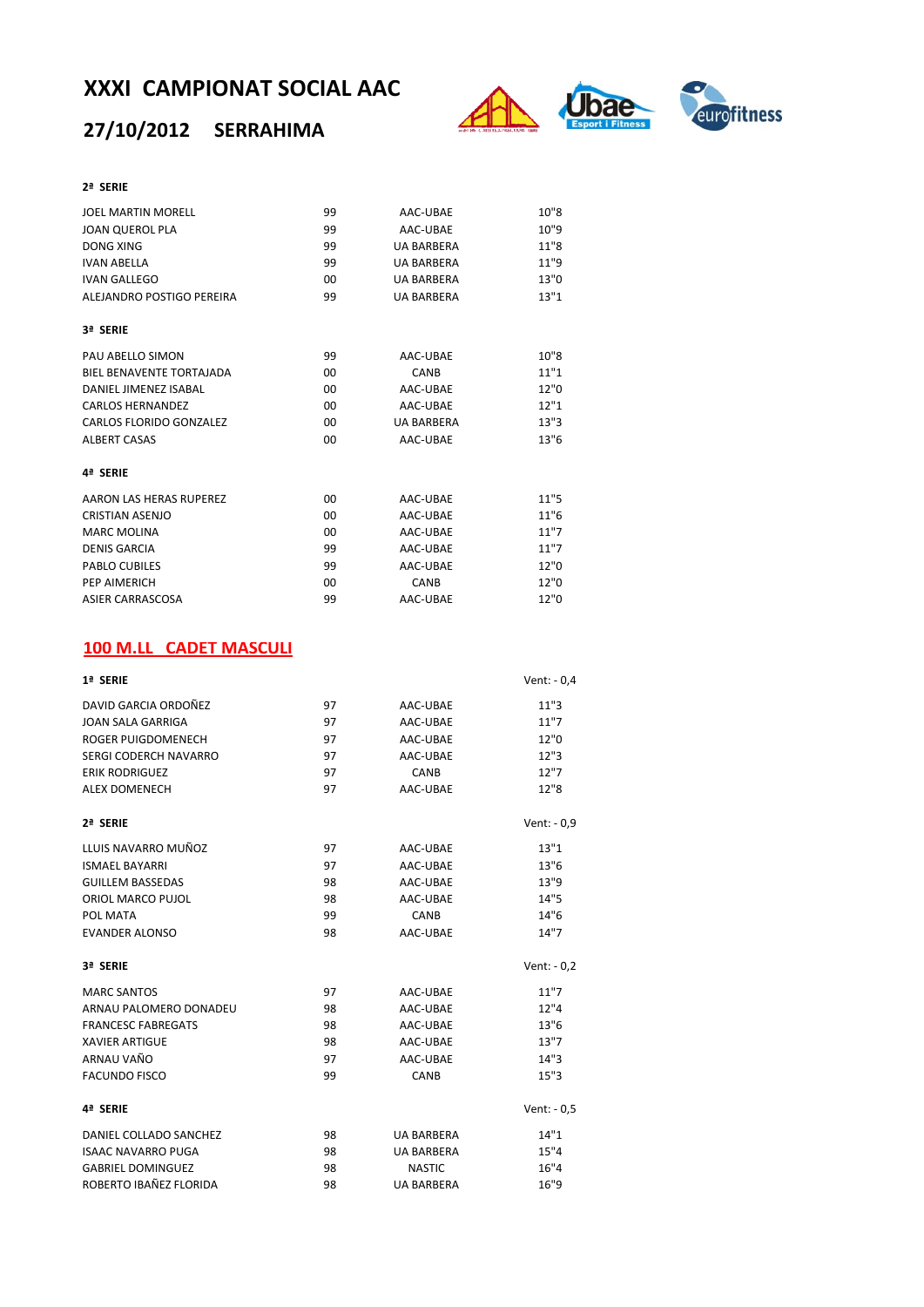# XXXI CAMPIONAT SOCIAL AAC

## 27/10/2012 SERRAHIMA

**2ª SERIE**

| | | | |
|---|---|---|---|
| JOEL MARTIN MORELL | 99 | AAC-UBAE | 10"8 |
| JOAN QUEROL PLA | 99 | AAC-UBAE | 10"9 |
| DONG XING | 99 | UA BARBERA | 11"8 |
| IVAN ABELLA | 99 | UA BARBERA | 11"9 |
| IVAN GALLEGO | 00 | UA BARBERA | 13"0 |
| ALEJANDRO POSTIGO PEREIRA | 99 | UA BARBERA | 13"1 |

**3ª SERIE**

| | | | |
|---|---|---|---|
| PAU ABELLO SIMON | 99 | AAC-UBAE | 10"8 |
| BIEL BENAVENTE TORTAJADA | 00 | CANB | 11"1 |
| DANIEL JIMENEZ ISABAL | 00 | AAC-UBAE | 12"0 |
| CARLOS HERNANDEZ | 00 | AAC-UBAE | 12"1 |
| CARLOS FLORIDO GONZALEZ | 00 | UA BARBERA | 13"3 |
| ALBERT CASAS | 00 | AAC-UBAE | 13"6 |

**4ª SERIE**

| | | | |
|---|---|---|---|
| AARON LAS HERAS RUPEREZ | 00 | AAC-UBAE | 11"5 |
| CRISTIAN ASENJO | 00 | AAC-UBAE | 11"6 |
| MARC MOLINA | 00 | AAC-UBAE | 11"7 |
| DENIS GARCIA | 99 | AAC-UBAE | 11"7 |
| PABLO CUBILES | 99 | AAC-UBAE | 12"0 |
| PEP AIMERICH | 00 | CANB | 12"0 |
| ASIER CARRASCOSA | 99 | AAC-UBAE | 12"0 |

## 100 M.LL CADET MASCULI

**1ª SERIE** — Vent: - 0,4

| | | | |
|---|---|---|---|
| DAVID GARCIA ORDOÑEZ | 97 | AAC-UBAE | 11"3 |
| JOAN SALA GARRIGA | 97 | AAC-UBAE | 11"7 |
| ROGER PUIGDOMENECH | 97 | AAC-UBAE | 12"0 |
| SERGI CODERCH NAVARRO | 97 | AAC-UBAE | 12"3 |
| ERIK RODRIGUEZ | 97 | CANB | 12"7 |
| ALEX DOMENECH | 97 | AAC-UBAE | 12"8 |

**2ª SERIE** — Vent: - 0,9

| | | | |
|---|---|---|---|
| LLUIS NAVARRO MUÑOZ | 97 | AAC-UBAE | 13"1 |
| ISMAEL BAYARRI | 97 | AAC-UBAE | 13"6 |
| GUILLEM BASSEDAS | 98 | AAC-UBAE | 13"9 |
| ORIOL MARCO PUJOL | 98 | AAC-UBAE | 14"5 |
| POL MATA | 99 | CANB | 14"6 |
| EVANDER ALONSO | 98 | AAC-UBAE | 14"7 |

**3ª SERIE** — Vent: - 0,2

| | | | |
|---|---|---|---|
| MARC SANTOS | 97 | AAC-UBAE | 11"7 |
| ARNAU PALOMERO DONADEU | 98 | AAC-UBAE | 12"4 |
| FRANCESC FABREGATS | 98 | AAC-UBAE | 13"6 |
| XAVIER ARTIGUE | 98 | AAC-UBAE | 13"7 |
| ARNAU VAÑO | 97 | AAC-UBAE | 14"3 |
| FACUNDO FISCO | 99 | CANB | 15"3 |

**4ª SERIE** — Vent: - 0,5

| | | | |
|---|---|---|---|
| DANIEL COLLADO SANCHEZ | 98 | UA BARBERA | 14"1 |
| ISAAC NAVARRO PUGA | 98 | UA BARBERA | 15"4 |
| GABRIEL DOMINGUEZ | 98 | NASTIC | 16"4 |
| ROBERTO IBAÑEZ FLORIDA | 98 | UA BARBERA | 16"9 |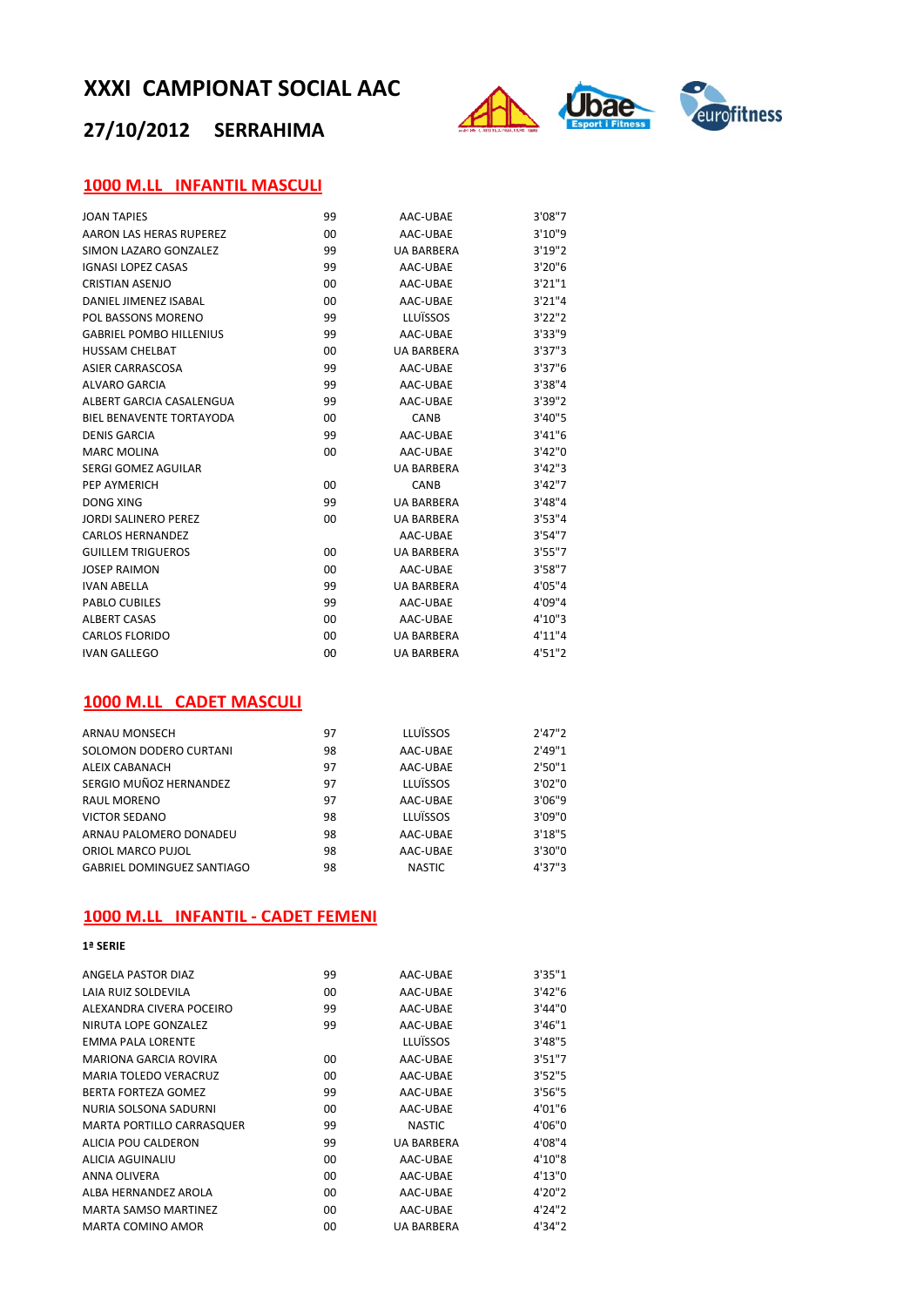# XXXI CAMPIONAT SOCIAL AAC

## 27/10/2012 SERRAHIMA

### 1000 M.LL INFANTIL MASCULI

| | | | |
|---|---|---|---|
| JOAN TAPIES | 99 | AAC-UBAE | 3'08"7 |
| AARON LAS HERAS RUPEREZ | 00 | AAC-UBAE | 3'10"9 |
| SIMON LAZARO GONZALEZ | 99 | UA BARBERA | 3'19"2 |
| IGNASI LOPEZ CASAS | 99 | AAC-UBAE | 3'20"6 |
| CRISTIAN ASENJO | 00 | AAC-UBAE | 3'21"1 |
| DANIEL JIMENEZ ISABAL | 00 | AAC-UBAE | 3'21"4 |
| POL BASSONS MORENO | 99 | LLUÏSSOS | 3'22"2 |
| GABRIEL POMBO HILLENIUS | 99 | AAC-UBAE | 3'33"9 |
| HUSSAM CHELBAT | 00 | UA BARBERA | 3'37"3 |
| ASIER CARRASCOSA | 99 | AAC-UBAE | 3'37"6 |
| ALVARO GARCIA | 99 | AAC-UBAE | 3'38"4 |
| ALBERT GARCIA CASALENGUA | 99 | AAC-UBAE | 3'39"2 |
| BIEL BENAVENTE TORTAYODA | 00 | CANB | 3'40"5 |
| DENIS GARCIA | 99 | AAC-UBAE | 3'41"6 |
| MARC MOLINA | 00 | AAC-UBAE | 3'42"0 |
| SERGI GOMEZ AGUILAR | | UA BARBERA | 3'42"3 |
| PEP AYMERICH | 00 | CANB | 3'42"7 |
| DONG XING | 99 | UA BARBERA | 3'48"4 |
| JORDI SALINERO PEREZ | 00 | UA BARBERA | 3'53"4 |
| CARLOS HERNANDEZ | | AAC-UBAE | 3'54"7 |
| GUILLEM TRIGUEROS | 00 | UA BARBERA | 3'55"7 |
| JOSEP RAIMON | 00 | AAC-UBAE | 3'58"7 |
| IVAN ABELLA | 99 | UA BARBERA | 4'05"4 |
| PABLO CUBILES | 99 | AAC-UBAE | 4'09"4 |
| ALBERT CASAS | 00 | AAC-UBAE | 4'10"3 |
| CARLOS FLORIDO | 00 | UA BARBERA | 4'11"4 |
| IVAN GALLEGO | 00 | UA BARBERA | 4'51"2 |

### 1000 M.LL CADET MASCULI

| | | | |
|---|---|---|---|
| ARNAU MONSECH | 97 | LLUÏSSOS | 2'47"2 |
| SOLOMON DODERO CURTANI | 98 | AAC-UBAE | 2'49"1 |
| ALEIX CABANACH | 97 | AAC-UBAE | 2'50"1 |
| SERGIO MUÑOZ HERNANDEZ | 97 | LLUÏSSOS | 3'02"0 |
| RAUL MORENO | 97 | AAC-UBAE | 3'06"9 |
| VICTOR SEDANO | 98 | LLUÏSSOS | 3'09"0 |
| ARNAU PALOMERO DONADEU | 98 | AAC-UBAE | 3'18"5 |
| ORIOL MARCO PUJOL | 98 | AAC-UBAE | 3'30"0 |
| GABRIEL DOMINGUEZ SANTIAGO | 98 | NASTIC | 4'37"3 |

### 1000 M.LL INFANTIL - CADET FEMENI

**1ª SERIE**

| | | | |
|---|---|---|---|
| ANGELA PASTOR DIAZ | 99 | AAC-UBAE | 3'35"1 |
| LAIA RUIZ SOLDEVILA | 00 | AAC-UBAE | 3'42"6 |
| ALEXANDRA CIVERA POCEIRO | 99 | AAC-UBAE | 3'44"0 |
| NIRUTA LOPE GONZALEZ | 99 | AAC-UBAE | 3'46"1 |
| EMMA PALA LORENTE | | LLUÏSSOS | 3'48"5 |
| MARIONA GARCIA ROVIRA | 00 | AAC-UBAE | 3'51"7 |
| MARIA TOLEDO VERACRUZ | 00 | AAC-UBAE | 3'52"5 |
| BERTA FORTEZA GOMEZ | 99 | AAC-UBAE | 3'56"5 |
| NURIA SOLSONA SADURNI | 00 | AAC-UBAE | 4'01"6 |
| MARTA PORTILLO CARRASQUER | 99 | NASTIC | 4'06"0 |
| ALICIA POU CALDERON | 99 | UA BARBERA | 4'08"4 |
| ALICIA AGUINALIU | 00 | AAC-UBAE | 4'10"8 |
| ANNA OLIVERA | 00 | AAC-UBAE | 4'13"0 |
| ALBA HERNANDEZ AROLA | 00 | AAC-UBAE | 4'20"2 |
| MARTA SAMSO MARTINEZ | 00 | AAC-UBAE | 4'24"2 |
| MARTA COMINO AMOR | 00 | UA BARBERA | 4'34"2 |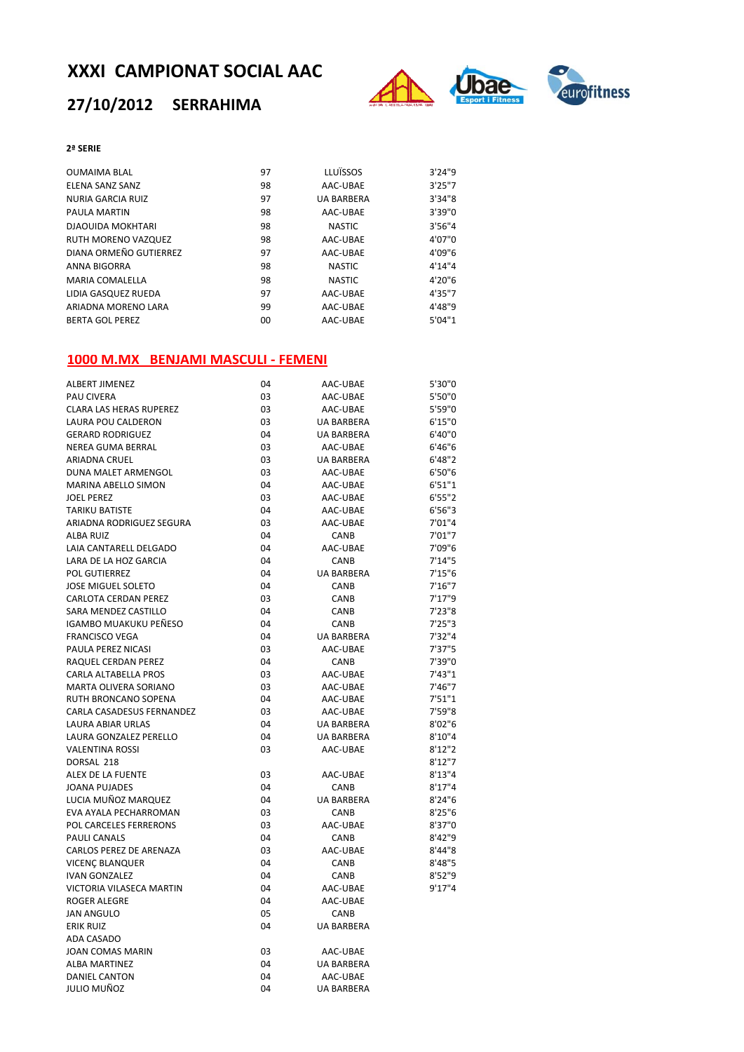# XXXI CAMPIONAT SOCIAL AAC

## 27/10/2012 SERRAHIMA

**2ª SERIE**

| | | | |
|---|---|---|---|
| OUMAIMA BLAL | 97 | LLUÏSSOS | 3'24"9 |
| ELENA SANZ SANZ | 98 | AAC-UBAE | 3'25"7 |
| NURIA GARCIA RUIZ | 97 | UA BARBERA | 3'34"8 |
| PAULA MARTIN | 98 | AAC-UBAE | 3'39"0 |
| DJAOUIDA MOKHTARI | 98 | NASTIC | 3'56"4 |
| RUTH MORENO VAZQUEZ | 98 | AAC-UBAE | 4'07"0 |
| DIANA ORMEÑO GUTIERREZ | 97 | AAC-UBAE | 4'09"6 |
| ANNA BIGORRA | 98 | NASTIC | 4'14"4 |
| MARIA COMALELLA | 98 | NASTIC | 4'20"6 |
| LIDIA GASQUEZ RUEDA | 97 | AAC-UBAE | 4'35"7 |
| ARIADNA MORENO LARA | 99 | AAC-UBAE | 4'48"9 |
| BERTA GOL PEREZ | 00 | AAC-UBAE | 5'04"1 |

## 1000 M.MX BENJAMI MASCULI - FEMENI

| | | | |
|---|---|---|---|
| ALBERT JIMENEZ | 04 | AAC-UBAE | 5'30"0 |
| PAU CIVERA | 03 | AAC-UBAE | 5'50"0 |
| CLARA LAS HERAS RUPEREZ | 03 | AAC-UBAE | 5'59"0 |
| LAURA POU CALDERON | 03 | UA BARBERA | 6'15"0 |
| GERARD RODRIGUEZ | 04 | UA BARBERA | 6'40"0 |
| NEREA GUMA BERRAL | 03 | AAC-UBAE | 6'46"6 |
| ARIADNA CRUEL | 03 | UA BARBERA | 6'48"2 |
| DUNA MALET ARMENGOL | 03 | AAC-UBAE | 6'50"6 |
| MARINA ABELLO SIMON | 04 | AAC-UBAE | 6'51"1 |
| JOEL PEREZ | 03 | AAC-UBAE | 6'55"2 |
| TARIKU BATISTE | 04 | AAC-UBAE | 6'56"3 |
| ARIADNA RODRIGUEZ SEGURA | 03 | AAC-UBAE | 7'01"4 |
| ALBA RUIZ | 04 | CANB | 7'01"7 |
| LAIA CANTARELL DELGADO | 04 | AAC-UBAE | 7'09"6 |
| LARA DE LA HOZ GARCIA | 04 | CANB | 7'14"5 |
| POL GUTIERREZ | 04 | UA BARBERA | 7'15"6 |
| JOSE MIGUEL SOLETO | 04 | CANB | 7'16"7 |
| CARLOTA CERDAN PEREZ | 03 | CANB | 7'17"9 |
| SARA MENDEZ CASTILLO | 04 | CANB | 7'23"8 |
| IGAMBO MUAKUKU PEÑESO | 04 | CANB | 7'25"3 |
| FRANCISCO VEGA | 04 | UA BARBERA | 7'32"4 |
| PAULA PEREZ NICASI | 03 | AAC-UBAE | 7'37"5 |
| RAQUEL CERDAN PEREZ | 04 | CANB | 7'39"0 |
| CARLA ALTABELLA PROS | 03 | AAC-UBAE | 7'43"1 |
| MARTA OLIVERA SORIANO | 03 | AAC-UBAE | 7'46"7 |
| RUTH BRONCANO SOPENA | 04 | AAC-UBAE | 7'51"1 |
| CARLA CASADESUS FERNANDEZ | 03 | AAC-UBAE | 7'59"8 |
| LAURA ABIAR URLAS | 04 | UA BARBERA | 8'02"6 |
| LAURA GONZALEZ PERELLO | 04 | UA BARBERA | 8'10"4 |
| VALENTINA ROSSI | 03 | AAC-UBAE | 8'12"2 |
| DORSAL 218 | | | 8'12"7 |
| ALEX DE LA FUENTE | 03 | AAC-UBAE | 8'13"4 |
| JOANA PUJADES | 04 | CANB | 8'17"4 |
| LUCIA MUÑOZ MARQUEZ | 04 | UA BARBERA | 8'24"6 |
| EVA AYALA PECHARROMAN | 03 | CANB | 8'25"6 |
| POL CARCELES FERRERONS | 03 | AAC-UBAE | 8'37"0 |
| PAULI CANALS | 04 | CANB | 8'42"9 |
| CARLOS PEREZ DE ARENAZA | 03 | AAC-UBAE | 8'44"8 |
| VICENÇ BLANQUER | 04 | CANB | 8'48"5 |
| IVAN GONZALEZ | 04 | CANB | 8'52"9 |
| VICTORIA VILASECA MARTIN | 04 | AAC-UBAE | 9'17"4 |
| ROGER ALEGRE | 04 | AAC-UBAE | |
| JAN ANGULO | 05 | CANB | |
| ERIK RUIZ | 04 | UA BARBERA | |
| ADA CASADO | | | |
| JOAN COMAS MARIN | 03 | AAC-UBAE | |
| ALBA MARTINEZ | 04 | UA BARBERA | |
| DANIEL CANTON | 04 | AAC-UBAE | |
| JULIO MUÑOZ | 04 | UA BARBERA | |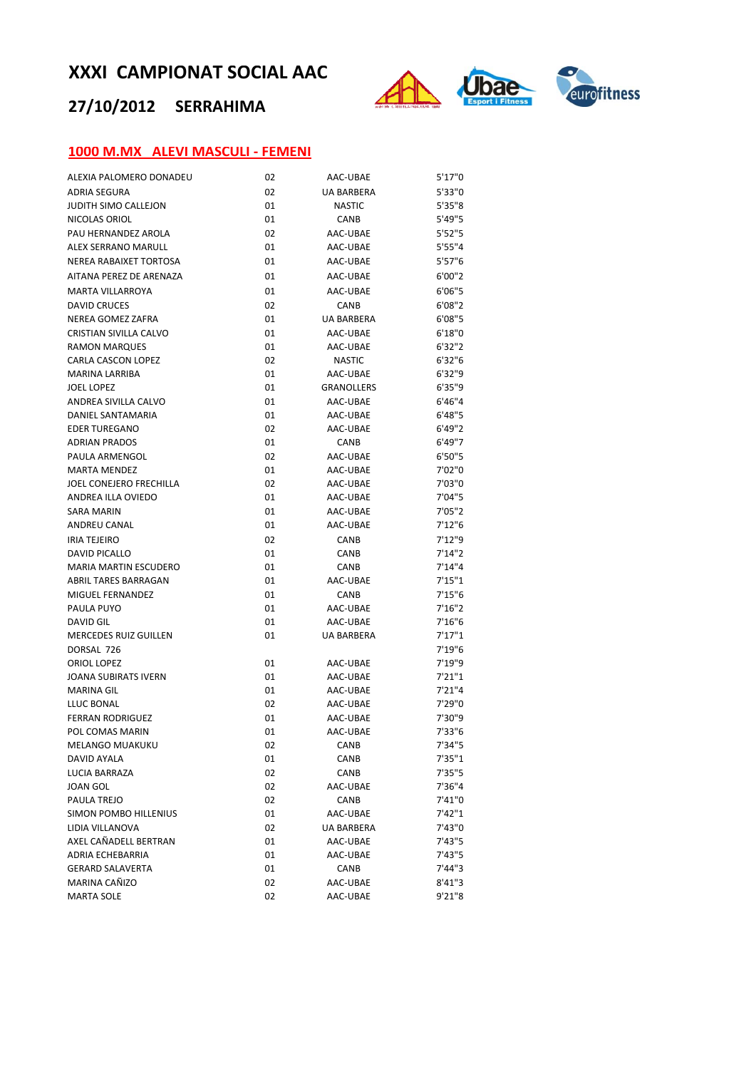# XXXI CAMPIONAT SOCIAL AAC

## 27/10/2012 SERRAHIMA

### 1000 M.MX ALEVI MASCULI - FEMENI

| | | | |
|---|---|---|---|
| ALEXIA PALOMERO DONADEU | 02 | AAC-UBAE | 5'17"0 |
| ADRIA SEGURA | 02 | UA BARBERA | 5'33"0 |
| JUDITH SIMO CALLEJON | 01 | NASTIC | 5'35"8 |
| NICOLAS ORIOL | 01 | CANB | 5'49"5 |
| PAU HERNANDEZ AROLA | 02 | AAC-UBAE | 5'52"5 |
| ALEX SERRANO MARULL | 01 | AAC-UBAE | 5'55"4 |
| NEREA RABAIXET TORTOSA | 01 | AAC-UBAE | 5'57"6 |
| AITANA PEREZ DE ARENAZA | 01 | AAC-UBAE | 6'00"2 |
| MARTA VILLARROYA | 01 | AAC-UBAE | 6'06"5 |
| DAVID CRUCES | 02 | CANB | 6'08"2 |
| NEREA GOMEZ ZAFRA | 01 | UA BARBERA | 6'08"5 |
| CRISTIAN SIVILLA CALVO | 01 | AAC-UBAE | 6'18"0 |
| RAMON MARQUES | 01 | AAC-UBAE | 6'32"2 |
| CARLA CASCON LOPEZ | 02 | NASTIC | 6'32"6 |
| MARINA LARRIBA | 01 | AAC-UBAE | 6'32"9 |
| JOEL LOPEZ | 01 | GRANOLLERS | 6'35"9 |
| ANDREA SIVILLA CALVO | 01 | AAC-UBAE | 6'46"4 |
| DANIEL SANTAMARIA | 01 | AAC-UBAE | 6'48"5 |
| EDER TUREGANO | 02 | AAC-UBAE | 6'49"2 |
| ADRIAN PRADOS | 01 | CANB | 6'49"7 |
| PAULA ARMENGOL | 02 | AAC-UBAE | 6'50"5 |
| MARTA MENDEZ | 01 | AAC-UBAE | 7'02"0 |
| JOEL CONEJERO FRECHILLA | 02 | AAC-UBAE | 7'03"0 |
| ANDREA ILLA OVIEDO | 01 | AAC-UBAE | 7'04"5 |
| SARA MARIN | 01 | AAC-UBAE | 7'05"2 |
| ANDREU CANAL | 01 | AAC-UBAE | 7'12"6 |
| IRIA TEJEIRO | 02 | CANB | 7'12"9 |
| DAVID PICALLO | 01 | CANB | 7'14"2 |
| MARIA MARTIN ESCUDERO | 01 | CANB | 7'14"4 |
| ABRIL TARES BARRAGAN | 01 | AAC-UBAE | 7'15"1 |
| MIGUEL FERNANDEZ | 01 | CANB | 7'15"6 |
| PAULA PUYO | 01 | AAC-UBAE | 7'16"2 |
| DAVID GIL | 01 | AAC-UBAE | 7'16"6 |
| MERCEDES RUIZ GUILLEN | 01 | UA BARBERA | 7'17"1 |
| DORSAL 726 | | | 7'19"6 |
| ORIOL LOPEZ | 01 | AAC-UBAE | 7'19"9 |
| JOANA SUBIRATS IVERN | 01 | AAC-UBAE | 7'21"1 |
| MARINA GIL | 01 | AAC-UBAE | 7'21"4 |
| LLUC BONAL | 02 | AAC-UBAE | 7'29"0 |
| FERRAN RODRIGUEZ | 01 | AAC-UBAE | 7'30"9 |
| POL COMAS MARIN | 01 | AAC-UBAE | 7'33"6 |
| MELANGO MUAKUKU | 02 | CANB | 7'34"5 |
| DAVID AYALA | 01 | CANB | 7'35"1 |
| LUCIA BARRAZA | 02 | CANB | 7'35"5 |
| JOAN GOL | 02 | AAC-UBAE | 7'36"4 |
| PAULA TREJO | 02 | CANB | 7'41"0 |
| SIMON POMBO HILLENIUS | 01 | AAC-UBAE | 7'42"1 |
| LIDIA VILLANOVA | 02 | UA BARBERA | 7'43"0 |
| AXEL CAÑADELL BERTRAN | 01 | AAC-UBAE | 7'43"5 |
| ADRIA ECHEBARRIA | 01 | AAC-UBAE | 7'43"5 |
| GERARD SALAVERTA | 01 | CANB | 7'44"3 |
| MARINA CAÑIZO | 02 | AAC-UBAE | 8'41"3 |
| MARTA SOLE | 02 | AAC-UBAE | 9'21"8 |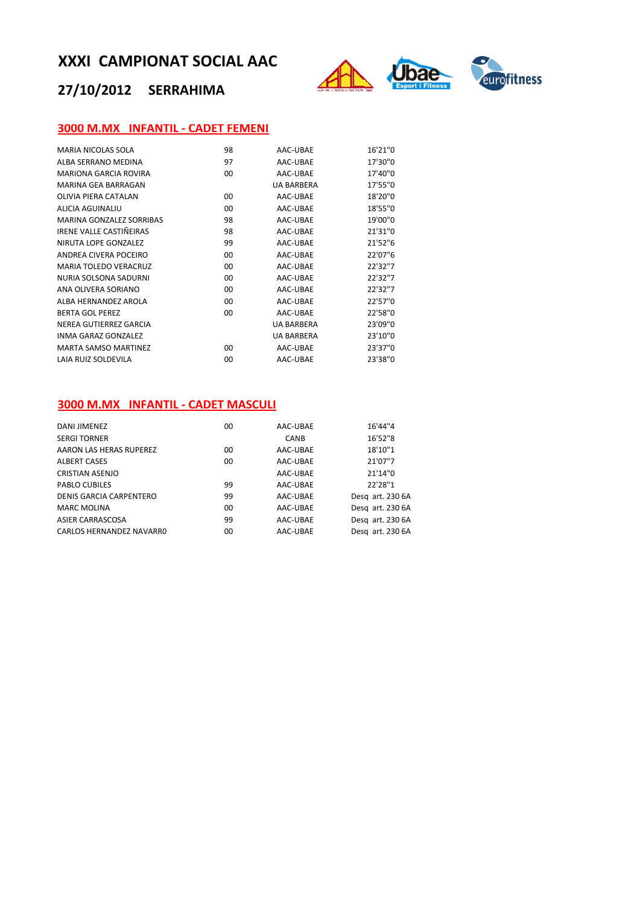# XXXI CAMPIONAT SOCIAL AAC

## 27/10/2012 SERRAHIMA

### 3000 M.MX INFANTIL - CADET FEMENI

| | | | |
|---|---|---|---|
| MARIA NICOLAS SOLA | 98 | AAC-UBAE | 16'21"0 |
| ALBA SERRANO MEDINA | 97 | AAC-UBAE | 17'30"0 |
| MARIONA GARCIA ROVIRA | 00 | AAC-UBAE | 17'40"0 |
| MARINA GEA BARRAGAN | | UA BARBERA | 17'55"0 |
| OLIVIA PIERA CATALAN | 00 | AAC-UBAE | 18'20"0 |
| ALICIA AGUINALIU | 00 | AAC-UBAE | 18'55"0 |
| MARINA GONZALEZ SORRIBAS | 98 | AAC-UBAE | 19'00"0 |
| IRENE VALLE CASTIÑEIRAS | 98 | AAC-UBAE | 21'31"0 |
| NIRUTA LOPE GONZALEZ | 99 | AAC-UBAE | 21'52"6 |
| ANDREA CIVERA POCEIRO | 00 | AAC-UBAE | 22'07"6 |
| MARIA TOLEDO VERACRUZ | 00 | AAC-UBAE | 22'32"7 |
| NURIA SOLSONA SADURNI | 00 | AAC-UBAE | 22'32"7 |
| ANA OLIVERA SORIANO | 00 | AAC-UBAE | 22'32"7 |
| ALBA HERNANDEZ AROLA | 00 | AAC-UBAE | 22'57"0 |
| BERTA GOL PEREZ | 00 | AAC-UBAE | 22'58"0 |
| NEREA GUTIERREZ GARCIA | | UA BARBERA | 23'09"0 |
| INMA GARAZ GONZALEZ | | UA BARBERA | 23'10"0 |
| MARTA SAMSO MARTINEZ | 00 | AAC-UBAE | 23'37"0 |
| LAIA RUIZ SOLDEVILA | 00 | AAC-UBAE | 23'38"0 |

### 3000 M.MX INFANTIL - CADET MASCULI

| | | | |
|---|---|---|---|
| DANI JIMENEZ | 00 | AAC-UBAE | 16'44"4 |
| SERGI TORNER | | CANB | 16'52"8 |
| AARON LAS HERAS RUPEREZ | 00 | AAC-UBAE | 18'10"1 |
| ALBERT CASES | 00 | AAC-UBAE | 21'07"7 |
| CRISTIAN ASENJO | | AAC-UBAE | 21'14"0 |
| PABLO CUBILES | 99 | AAC-UBAE | 22'28"1 |
| DENIS GARCIA CARPENTERO | 99 | AAC-UBAE | Desq art. 230 6A |
| MARC MOLINA | 00 | AAC-UBAE | Desq art. 230 6A |
| ASIER CARRASCOSA | 99 | AAC-UBAE | Desq art. 230 6A |
| CARLOS HERNANDEZ NAVARRO | 00 | AAC-UBAE | Desq art. 230 6A |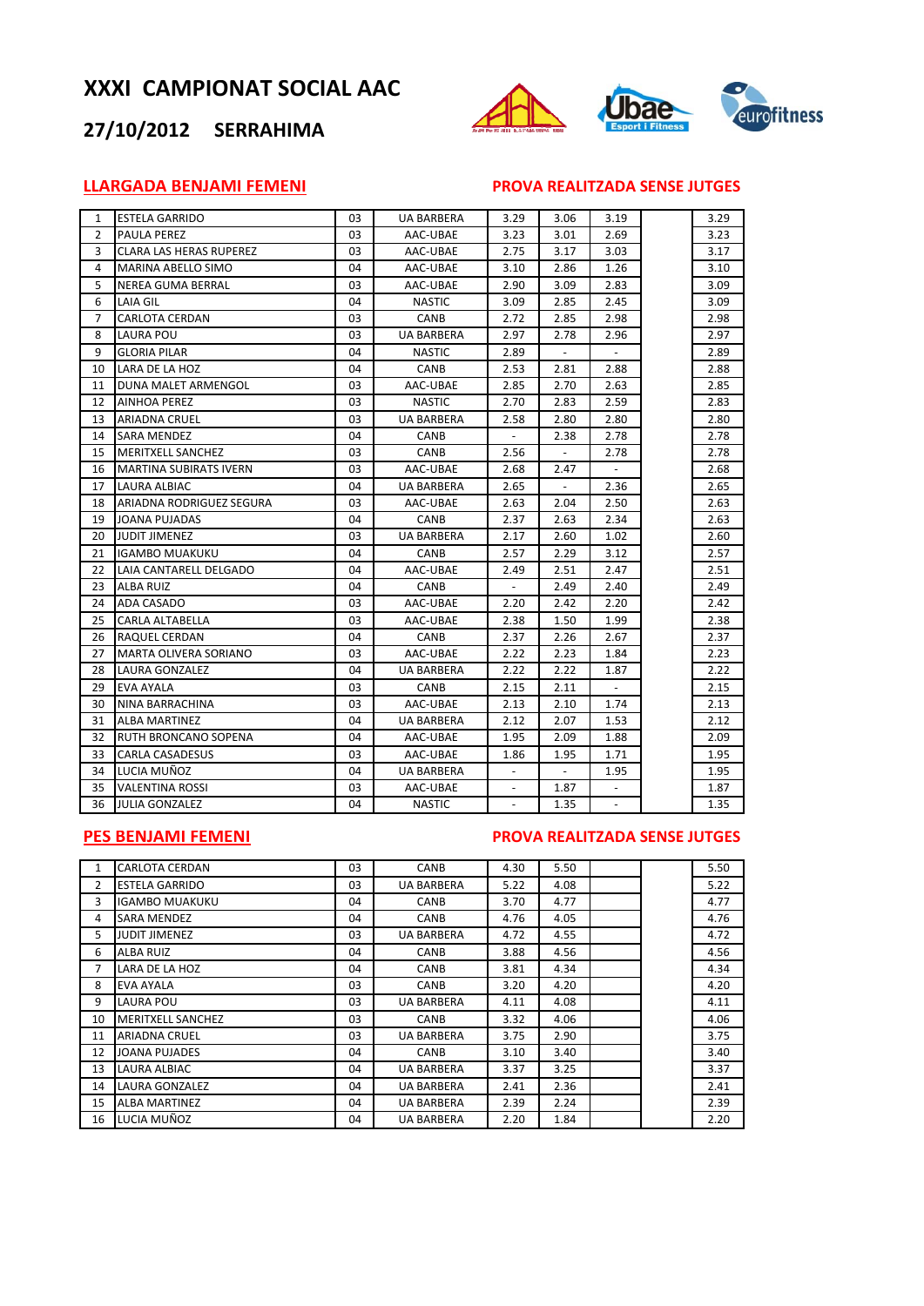# XXXI CAMPIONAT SOCIAL AAC

## 27/10/2012 SERRAHIMA

### LLARGADA BENJAMI FEMENI

**PROVA REALITZADA SENSE JUTGES**

| | | | | | | | | |
|---|---|---|---|---|---|---|---|---|
| 1 | ESTELA GARRIDO | 03 | UA BARBERA | 3.29 | 3.06 | 3.19 | | 3.29 |
| 2 | PAULA PEREZ | 03 | AAC-UBAE | 3.23 | 3.01 | 2.69 | | 3.23 |
| 3 | CLARA LAS HERAS RUPEREZ | 03 | AAC-UBAE | 2.75 | 3.17 | 3.03 | | 3.17 |
| 4 | MARINA ABELLO SIMO | 04 | AAC-UBAE | 3.10 | 2.86 | 1.26 | | 3.10 |
| 5 | NEREA GUMA BERRAL | 03 | AAC-UBAE | 2.90 | 3.09 | 2.83 | | 3.09 |
| 6 | LAIA GIL | 04 | NASTIC | 3.09 | 2.85 | 2.45 | | 3.09 |
| 7 | CARLOTA CERDAN | 03 | CANB | 2.72 | 2.85 | 2.98 | | 2.98 |
| 8 | LAURA POU | 03 | UA BARBERA | 2.97 | 2.78 | 2.96 | | 2.97 |
| 9 | GLORIA PILAR | 04 | NASTIC | 2.89 | - | - | | 2.89 |
| 10 | LARA DE LA HOZ | 04 | CANB | 2.53 | 2.81 | 2.88 | | 2.88 |
| 11 | DUNA MALET ARMENGOL | 03 | AAC-UBAE | 2.85 | 2.70 | 2.63 | | 2.85 |
| 12 | AINHOA PEREZ | 03 | NASTIC | 2.70 | 2.83 | 2.59 | | 2.83 |
| 13 | ARIADNA CRUEL | 03 | UA BARBERA | 2.58 | 2.80 | 2.80 | | 2.80 |
| 14 | SARA MENDEZ | 04 | CANB | - | 2.38 | 2.78 | | 2.78 |
| 15 | MERITXELL SANCHEZ | 03 | CANB | 2.56 | - | 2.78 | | 2.78 |
| 16 | MARTINA SUBIRATS IVERN | 03 | AAC-UBAE | 2.68 | 2.47 | - | | 2.68 |
| 17 | LAURA ALBIAC | 04 | UA BARBERA | 2.65 | - | 2.36 | | 2.65 |
| 18 | ARIADNA RODRIGUEZ SEGURA | 03 | AAC-UBAE | 2.63 | 2.04 | 2.50 | | 2.63 |
| 19 | JOANA PUJADAS | 04 | CANB | 2.37 | 2.63 | 2.34 | | 2.63 |
| 20 | JUDIT JIMENEZ | 03 | UA BARBERA | 2.17 | 2.60 | 1.02 | | 2.60 |
| 21 | IGAMBO MUAKUKU | 04 | CANB | 2.57 | 2.29 | 3.12 | | 2.57 |
| 22 | LAIA CANTARELL DELGADO | 04 | AAC-UBAE | 2.49 | 2.51 | 2.47 | | 2.51 |
| 23 | ALBA RUIZ | 04 | CANB | - | 2.49 | 2.40 | | 2.49 |
| 24 | ADA CASADO | 03 | AAC-UBAE | 2.20 | 2.42 | 2.20 | | 2.42 |
| 25 | CARLA ALTABELLA | 03 | AAC-UBAE | 2.38 | 1.50 | 1.99 | | 2.38 |
| 26 | RAQUEL CERDAN | 04 | CANB | 2.37 | 2.26 | 2.67 | | 2.37 |
| 27 | MARTA OLIVERA SORIANO | 03 | AAC-UBAE | 2.22 | 2.23 | 1.84 | | 2.23 |
| 28 | LAURA GONZALEZ | 04 | UA BARBERA | 2.22 | 2.22 | 1.87 | | 2.22 |
| 29 | EVA AYALA | 03 | CANB | 2.15 | 2.11 | - | | 2.15 |
| 30 | NINA BARRACHINA | 03 | AAC-UBAE | 2.13 | 2.10 | 1.74 | | 2.13 |
| 31 | ALBA MARTINEZ | 04 | UA BARBERA | 2.12 | 2.07 | 1.53 | | 2.12 |
| 32 | RUTH BRONCANO SOPENA | 04 | AAC-UBAE | 1.95 | 2.09 | 1.88 | | 2.09 |
| 33 | CARLA CASADESUS | 03 | AAC-UBAE | 1.86 | 1.95 | 1.71 | | 1.95 |
| 34 | LUCIA MUÑOZ | 04 | UA BARBERA | - | - | 1.95 | | 1.95 |
| 35 | VALENTINA ROSSI | 03 | AAC-UBAE | - | 1.87 | - | | 1.87 |
| 36 | JULIA GONZALEZ | 04 | NASTIC | - | 1.35 | - | | 1.35 |

### PES BENJAMI FEMENI

**PROVA REALITZADA SENSE JUTGES**

| | | | | | | | | |
|---|---|---|---|---|---|---|---|---|
| 1 | CARLOTA CERDAN | 03 | CANB | 4.30 | 5.50 | | | 5.50 |
| 2 | ESTELA GARRIDO | 03 | UA BARBERA | 5.22 | 4.08 | | | 5.22 |
| 3 | IGAMBO MUAKUKU | 04 | CANB | 3.70 | 4.77 | | | 4.77 |
| 4 | SARA MENDEZ | 04 | CANB | 4.76 | 4.05 | | | 4.76 |
| 5 | JUDIT JIMENEZ | 03 | UA BARBERA | 4.72 | 4.55 | | | 4.72 |
| 6 | ALBA RUIZ | 04 | CANB | 3.88 | 4.56 | | | 4.56 |
| 7 | LARA DE LA HOZ | 04 | CANB | 3.81 | 4.34 | | | 4.34 |
| 8 | EVA AYALA | 03 | CANB | 3.20 | 4.20 | | | 4.20 |
| 9 | LAURA POU | 03 | UA BARBERA | 4.11 | 4.08 | | | 4.11 |
| 10 | MERITXELL SANCHEZ | 03 | CANB | 3.32 | 4.06 | | | 4.06 |
| 11 | ARIADNA CRUEL | 03 | UA BARBERA | 3.75 | 2.90 | | | 3.75 |
| 12 | JOANA PUJADES | 04 | CANB | 3.10 | 3.40 | | | 3.40 |
| 13 | LAURA ALBIAC | 04 | UA BARBERA | 3.37 | 3.25 | | | 3.37 |
| 14 | LAURA GONZALEZ | 04 | UA BARBERA | 2.41 | 2.36 | | | 2.41 |
| 15 | ALBA MARTINEZ | 04 | UA BARBERA | 2.39 | 2.24 | | | 2.39 |
| 16 | LUCIA MUÑOZ | 04 | UA BARBERA | 2.20 | 1.84 | | | 2.20 |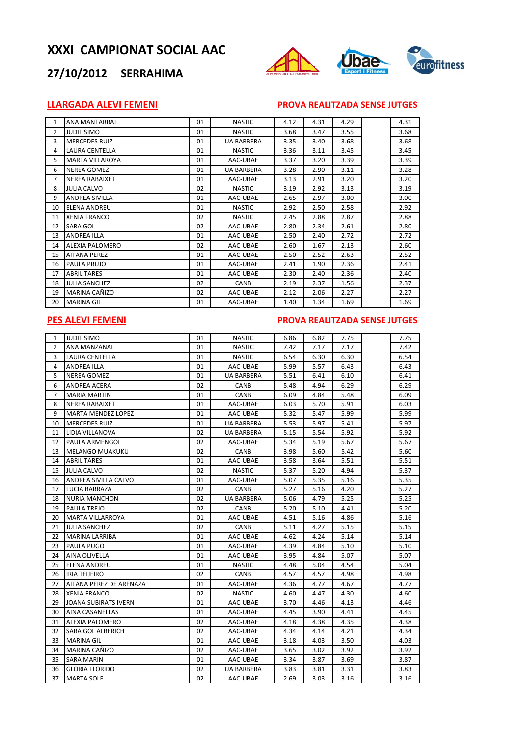# XXXI CAMPIONAT SOCIAL AAC

## 27/10/2012 SERRAHIMA

### LLARGADA ALEVI FEMENI

PROVA REALITZADA SENSE JUTGES

| | | | | | | | | |
|---|---|---|---|---|---|---|---|---|
| 1 | ANA MANTARRAL | 01 | NASTIC | 4.12 | 4.31 | 4.29 | | 4.31 |
| 2 | JUDIT SIMO | 01 | NASTIC | 3.68 | 3.47 | 3.55 | | 3.68 |
| 3 | MERCEDES RUIZ | 01 | UA BARBERA | 3.35 | 3.40 | 3.68 | | 3.68 |
| 4 | LAURA CENTELLA | 01 | NASTIC | 3.36 | 3.11 | 3.45 | | 3.45 |
| 5 | MARTA VILLAROYA | 01 | AAC-UBAE | 3.37 | 3.20 | 3.39 | | 3.39 |
| 6 | NEREA GOMEZ | 01 | UA BARBERA | 3.28 | 2.90 | 3.11 | | 3.28 |
| 7 | NEREA RABAIXET | 01 | AAC-UBAE | 3.13 | 2.91 | 3.20 | | 3.20 |
| 8 | JULIA CALVO | 02 | NASTIC | 3.19 | 2.92 | 3.13 | | 3.19 |
| 9 | ANDREA SIVILLA | 01 | AAC-UBAE | 2.65 | 2.97 | 3.00 | | 3.00 |
| 10 | ELENA ANDREU | 01 | NASTIC | 2.92 | 2.50 | 2.58 | | 2.92 |
| 11 | XENIA FRANCO | 02 | NASTIC | 2.45 | 2.88 | 2.87 | | 2.88 |
| 12 | SARA GOL | 02 | AAC-UBAE | 2.80 | 2.34 | 2.61 | | 2.80 |
| 13 | ANDREA ILLA | 01 | AAC-UBAE | 2.50 | 2.40 | 2.72 | | 2.72 |
| 14 | ALEXIA PALOMERO | 02 | AAC-UBAE | 2.60 | 1.67 | 2.13 | | 2.60 |
| 15 | AITANA PEREZ | 01 | AAC-UBAE | 2.50 | 2.52 | 2.63 | | 2.52 |
| 16 | PAULA PRUJO | 01 | AAC-UBAE | 2.41 | 1.90 | 2.36 | | 2.41 |
| 17 | ABRIL TARES | 01 | AAC-UBAE | 2.30 | 2.40 | 2.36 | | 2.40 |
| 18 | JULIA SANCHEZ | 02 | CANB | 2.19 | 2.37 | 1.56 | | 2.37 |
| 19 | MARINA CAÑIZO | 02 | AAC-UBAE | 2.12 | 2.06 | 2.27 | | 2.27 |
| 20 | MARINA GIL | 01 | AAC-UBAE | 1.40 | 1.34 | 1.69 | | 1.69 |

### PES ALEVI FEMENI

PROVA REALITZADA SENSE JUTGES

| | | | | | | | | |
|---|---|---|---|---|---|---|---|---|
| 1 | JUDIT SIMO | 01 | NASTIC | 6.86 | 6.82 | 7.75 | | 7.75 |
| 2 | ANA MANZANAL | 01 | NASTIC | 7.42 | 7.17 | 7.17 | | 7.42 |
| 3 | LAURA CENTELLA | 01 | NASTIC | 6.54 | 6.30 | 6.30 | | 6.54 |
| 4 | ANDREA ILLA | 01 | AAC-UBAE | 5.99 | 5.57 | 6.43 | | 6.43 |
| 5 | NEREA GOMEZ | 01 | UA BARBERA | 5.51 | 6.41 | 6.10 | | 6.41 |
| 6 | ANDREA ACERA | 02 | CANB | 5.48 | 4.94 | 6.29 | | 6.29 |
| 7 | MARIA MARTIN | 01 | CANB | 6.09 | 4.84 | 5.48 | | 6.09 |
| 8 | NEREA RABAIXET | 01 | AAC-UBAE | 6.03 | 5.70 | 5.91 | | 6.03 |
| 9 | MARTA MENDEZ LOPEZ | 01 | AAC-UBAE | 5.32 | 5.47 | 5.99 | | 5.99 |
| 10 | MERCEDES RUIZ | 01 | UA BARBERA | 5.53 | 5.97 | 5.41 | | 5.97 |
| 11 | LIDIA VILLANOVA | 02 | UA BARBERA | 5.15 | 5.54 | 5.92 | | 5.92 |
| 12 | PAULA ARMENGOL | 02 | AAC-UBAE | 5.34 | 5.19 | 5.67 | | 5.67 |
| 13 | MELANGO MUAKUKU | 02 | CANB | 3.98 | 5.60 | 5.42 | | 5.60 |
| 14 | ABRIL TARES | 01 | AAC-UBAE | 3.58 | 3.64 | 5.51 | | 5.51 |
| 15 | JULIA CALVO | 02 | NASTIC | 5.37 | 5.20 | 4.94 | | 5.37 |
| 16 | ANDREA SIVILLA CALVO | 01 | AAC-UBAE | 5.07 | 5.35 | 5.16 | | 5.35 |
| 17 | LUCIA BARRAZA | 02 | CANB | 5.27 | 5.16 | 4.20 | | 5.27 |
| 18 | NURIA MANCHON | 02 | UA BARBERA | 5.06 | 4.79 | 5.25 | | 5.25 |
| 19 | PAULA TREJO | 02 | CANB | 5.20 | 5.10 | 4.41 | | 5.20 |
| 20 | MARTA VILLARROYA | 01 | AAC-UBAE | 4.51 | 5.16 | 4.86 | | 5.16 |
| 21 | JULIA SANCHEZ | 02 | CANB | 5.11 | 4.27 | 5.15 | | 5.15 |
| 22 | MARINA LARRIBA | 01 | AAC-UBAE | 4.62 | 4.24 | 5.14 | | 5.14 |
| 23 | PAULA PUGO | 01 | AAC-UBAE | 4.39 | 4.84 | 5.10 | | 5.10 |
| 24 | AINA OLIVELLA | 01 | AAC-UBAE | 3.95 | 4.84 | 5.07 | | 5.07 |
| 25 | ELENA ANDREU | 01 | NASTIC | 4.48 | 5.04 | 4.54 | | 5.04 |
| 26 | IRIA TEIJEIRO | 02 | CANB | 4.57 | 4.57 | 4.98 | | 4.98 |
| 27 | AITANA PEREZ DE ARENAZA | 01 | AAC-UBAE | 4.36 | 4.77 | 4.67 | | 4.77 |
| 28 | XENIA FRANCO | 02 | NASTIC | 4.60 | 4.47 | 4.30 | | 4.60 |
| 29 | JOANA SUBIRATS IVERN | 01 | AAC-UBAE | 3.70 | 4.46 | 4.13 | | 4.46 |
| 30 | AINA CASANELLAS | 01 | AAC-UBAE | 4.45 | 3.90 | 4.41 | | 4.45 |
| 31 | ALEXIA PALOMERO | 02 | AAC-UBAE | 4.18 | 4.38 | 4.35 | | 4.38 |
| 32 | SARA GOL ALBERICH | 02 | AAC-UBAE | 4.34 | 4.14 | 4.21 | | 4.34 |
| 33 | MARINA GIL | 01 | AAC-UBAE | 3.18 | 4.03 | 3.50 | | 4.03 |
| 34 | MARINA CAÑIZO | 02 | AAC-UBAE | 3.65 | 3.02 | 3.92 | | 3.92 |
| 35 | SARA MARIN | 01 | AAC-UBAE | 3.34 | 3.87 | 3.69 | | 3.87 |
| 36 | GLORIA FLORIDO | 02 | UA BARBERA | 3.83 | 3.81 | 3.31 | | 3.83 |
| 37 | MARTA SOLE | 02 | AAC-UBAE | 2.69 | 3.03 | 3.16 | | 3.16 |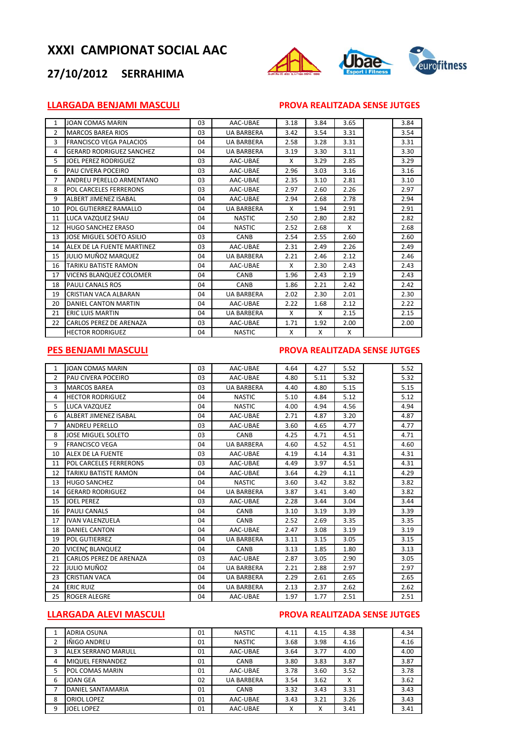# XXXI CAMPIONAT SOCIAL AAC

## 27/10/2012 SERRAHIMA

### LLARGADA BENJAMI MASCULI

PROVA REALITZADA SENSE JUTGES

| | | | | | | | | |
|---|---|---|---|---|---|---|---|---|
| 1 | JOAN COMAS MARIN | 03 | AAC-UBAE | 3.18 | 3.84 | 3.65 | | 3.84 |
| 2 | MARCOS BAREA RIOS | 03 | UA BARBERA | 3.42 | 3.54 | 3.31 | | 3.54 |
| 3 | FRANCISCO VEGA PALACIOS | 04 | UA BARBERA | 2.58 | 3.28 | 3.31 | | 3.31 |
| 4 | GERARD RODRIGUEZ SANCHEZ | 04 | UA BARBERA | 3.19 | 3.30 | 3.11 | | 3.30 |
| 5 | JOEL PEREZ RODRIGUEZ | 03 | AAC-UBAE | X | 3.29 | 2.85 | | 3.29 |
| 6 | PAU CIVERA POCEIRO | 03 | AAC-UBAE | 2.96 | 3.03 | 3.16 | | 3.16 |
| 7 | ANDREU PERELLO ARMENTANO | 03 | AAC-UBAE | 2.35 | 3.10 | 2.81 | | 3.10 |
| 8 | POL CARCELES FERRERONS | 03 | AAC-UBAE | 2.97 | 2.60 | 2.26 | | 2.97 |
| 9 | ALBERT JIMENEZ ISABAL | 04 | AAC-UBAE | 2.94 | 2.68 | 2.78 | | 2.94 |
| 10 | POL GUTIERREZ RAMALLO | 04 | UA BARBERA | X | 1.94 | 2.91 | | 2.91 |
| 11 | LUCA VAZQUEZ SHAU | 04 | NASTIC | 2.50 | 2.80 | 2.82 | | 2.82 |
| 12 | HUGO SANCHEZ ERASO | 04 | NASTIC | 2.52 | 2.68 | X | | 2.68 |
| 13 | JOSE MIGUEL SOETO ASILIO | 03 | CANB | 2.54 | 2.55 | 2.60 | | 2.60 |
| 14 | ALEX DE LA FUENTE MARTINEZ | 03 | AAC-UBAE | 2.31 | 2.49 | 2.26 | | 2.49 |
| 15 | JULIO MUÑOZ MARQUEZ | 04 | UA BARBERA | 2.21 | 2.46 | 2.12 | | 2.46 |
| 16 | TARIKU BATISTE RAMON | 04 | AAC-UBAE | X | 2.30 | 2.43 | | 2.43 |
| 17 | VICENS BLANQUEZ COLOMER | 04 | CANB | 1.96 | 2.43 | 2.19 | | 2.43 |
| 18 | PAULI CANALS ROS | 04 | CANB | 1.86 | 2.21 | 2.42 | | 2.42 |
| 19 | CRISTIAN VACA ALBARAN | 04 | UA BARBERA | 2.02 | 2.30 | 2.01 | | 2.30 |
| 20 | DANIEL CANTON MARTIN | 04 | AAC-UBAE | 2.22 | 1.68 | 2.12 | | 2.22 |
| 21 | ERIC LUIS MARTIN | 04 | UA BARBERA | X | X | 2.15 | | 2.15 |
| 22 | CARLOS PEREZ DE ARENAZA | 03 | AAC-UBAE | 1.71 | 1.92 | 2.00 | | 2.00 |
| | HECTOR RODRIGUEZ | 04 | NASTIC | X | X | X | | |

### PES BENJAMI MASCULI

PROVA REALITZADA SENSE JUTGES

| | | | | | | | | |
|---|---|---|---|---|---|---|---|---|
| 1 | JOAN COMAS MARIN | 03 | AAC-UBAE | 4.64 | 4.27 | 5.52 | | 5.52 |
| 2 | PAU CIVERA POCEIRO | 03 | AAC-UBAE | 4.80 | 5.11 | 5.32 | | 5.32 |
| 3 | MARCOS BAREA | 03 | UA BARBERA | 4.40 | 4.80 | 5.15 | | 5.15 |
| 4 | HECTOR RODRIGUEZ | 04 | NASTIC | 5.10 | 4.84 | 5.12 | | 5.12 |
| 5 | LUCA VAZQUEZ | 04 | NASTIC | 4.00 | 4.94 | 4.56 | | 4.94 |
| 6 | ALBERT JIMENEZ ISABAL | 04 | AAC-UBAE | 2.71 | 4.87 | 3.20 | | 4.87 |
| 7 | ANDREU PERELLO | 03 | AAC-UBAE | 3.60 | 4.65 | 4.77 | | 4.77 |
| 8 | JOSE MIGUEL SOLETO | 03 | CANB | 4.25 | 4.71 | 4.51 | | 4.71 |
| 9 | FRANCISCO VEGA | 04 | UA BARBERA | 4.60 | 4.52 | 4.51 | | 4.60 |
| 10 | ALEX DE LA FUENTE | 03 | AAC-UBAE | 4.19 | 4.14 | 4.31 | | 4.31 |
| 11 | POL CARCELES FERRERONS | 03 | AAC-UBAE | 4.49 | 3.97 | 4.51 | | 4.31 |
| 12 | TARIKU BATISTE RAMON | 04 | AAC-UBAE | 3.64 | 4.29 | 4.11 | | 4.29 |
| 13 | HUGO SANCHEZ | 04 | NASTIC | 3.60 | 3.42 | 3.82 | | 3.82 |
| 14 | GERARD RODRIGUEZ | 04 | UA BARBERA | 3.87 | 3.41 | 3.40 | | 3.82 |
| 15 | JOEL PEREZ | 03 | AAC-UBAE | 2.28 | 3.44 | 3.04 | | 3.44 |
| 16 | PAULI CANALS | 04 | CANB | 3.10 | 3.19 | 3.39 | | 3.39 |
| 17 | IVAN VALENZUELA | 04 | CANB | 2.52 | 2.69 | 3.35 | | 3.35 |
| 18 | DANIEL CANTON | 04 | AAC-UBAE | 2.47 | 3.08 | 3.19 | | 3.19 |
| 19 | POL GUTIERREZ | 04 | UA BARBERA | 3.11 | 3.15 | 3.05 | | 3.15 |
| 20 | VICENÇ BLANQUEZ | 04 | CANB | 3.13 | 1.85 | 1.80 | | 3.13 |
| 21 | CARLOS PEREZ DE ARENAZA | 03 | AAC-UBAE | 2.87 | 3.05 | 2.90 | | 3.05 |
| 22 | JULIO MUÑOZ | 04 | UA BARBERA | 2.21 | 2.88 | 2.97 | | 2.97 |
| 23 | CRISTIAN VACA | 04 | UA BARBERA | 2.29 | 2.61 | 2.65 | | 2.65 |
| 24 | ERIC RUIZ | 04 | UA BARBERA | 2.13 | 2.37 | 2.62 | | 2.62 |
| 25 | ROGER ALEGRE | 04 | AAC-UBAE | 1.97 | 1.77 | 2.51 | | 2.51 |

### LLARGADA ALEVI MASCULI

PROVA REALITZADA SENSE JUTGES

| | | | | | | | | |
|---|---|---|---|---|---|---|---|---|
| 1 | ADRIA OSUNA | 01 | NASTIC | 4.11 | 4.15 | 4.38 | | 4.34 |
| 2 | IÑIGO ANDREU | 01 | NASTIC | 3.68 | 3.98 | 4.16 | | 4.16 |
| 3 | ALEX SERRANO MARULL | 01 | AAC-UBAE | 3.64 | 3.77 | 4.00 | | 4.00 |
| 4 | MIQUEL FERNANDEZ | 01 | CANB | 3.80 | 3.83 | 3.87 | | 3.87 |
| 5 | POL COMAS MARIN | 01 | AAC-UBAE | 3.78 | 3.60 | 3.52 | | 3.78 |
| 6 | JOAN GEA | 02 | UA BARBERA | 3.54 | 3.62 | X | | 3.62 |
| 7 | DANIEL SANTAMARIA | 01 | CANB | 3.32 | 3.43 | 3.31 | | 3.43 |
| 8 | ORIOL LOPEZ | 01 | AAC-UBAE | 3.43 | 3.21 | 3.26 | | 3.43 |
| 9 | JOEL LOPEZ | 01 | AAC-UBAE | X | X | 3.41 | | 3.41 |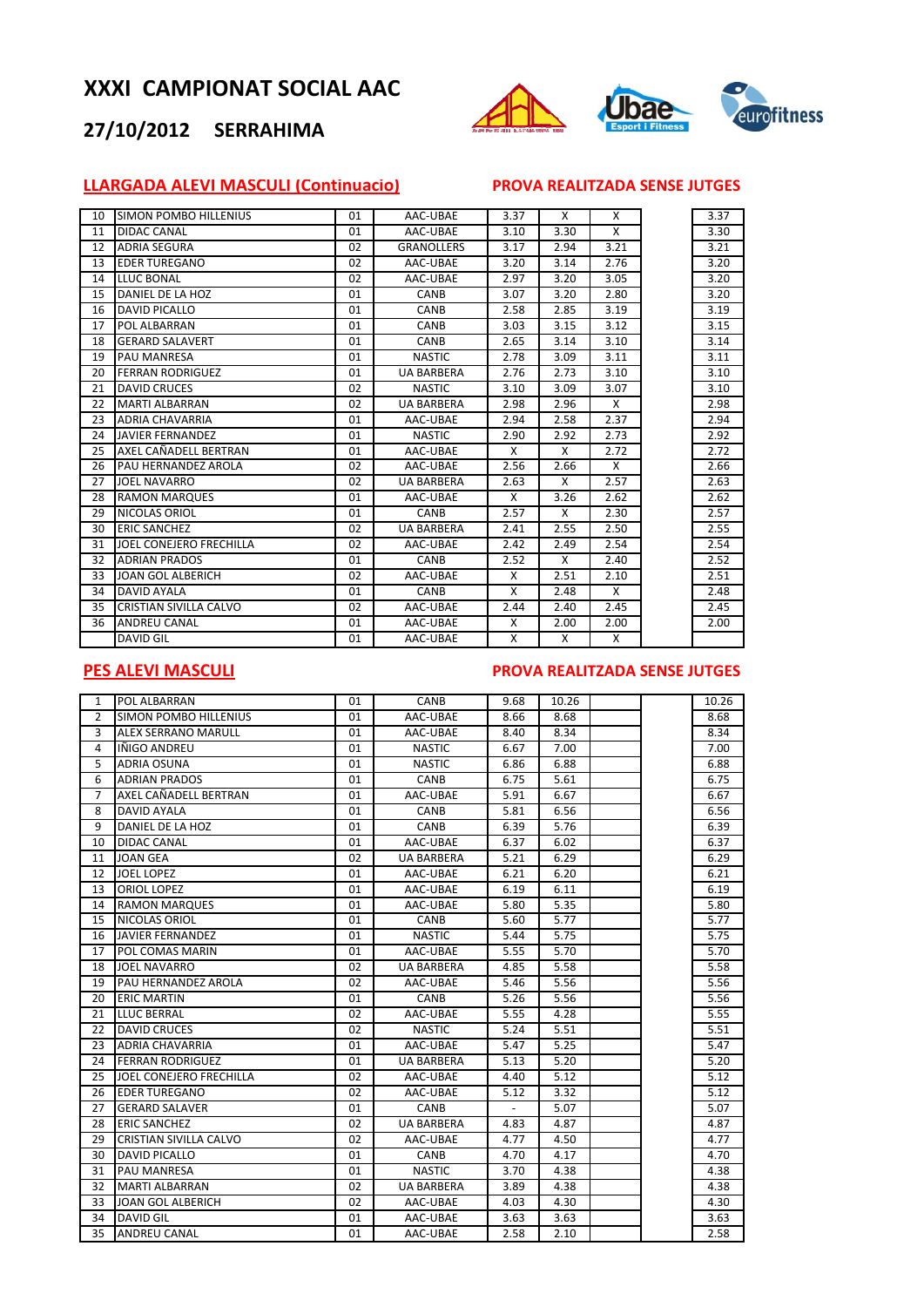# XXXI CAMPIONAT SOCIAL AAC

## 27/10/2012 SERRAHIMA

### LLARGADA ALEVI MASCULI (Continuacio)

PROVA REALITZADA SENSE JUTGES

| | | | | | | | | |
|---|---|---|---|---|---|---|---|---|
| 10 | SIMON POMBO HILLENIUS | 01 | AAC-UBAE | 3.37 | X | X | | 3.37 |
| 11 | DIDAC CANAL | 01 | AAC-UBAE | 3.10 | 3.30 | X | | 3.30 |
| 12 | ADRIA SEGURA | 02 | GRANOLLERS | 3.17 | 2.94 | 3.21 | | 3.21 |
| 13 | EDER TUREGANO | 02 | AAC-UBAE | 3.20 | 3.14 | 2.76 | | 3.20 |
| 14 | LLUC BONAL | 02 | AAC-UBAE | 2.97 | 3.20 | 3.05 | | 3.20 |
| 15 | DANIEL DE LA HOZ | 01 | CANB | 3.07 | 3.20 | 2.80 | | 3.20 |
| 16 | DAVID PICALLO | 01 | CANB | 2.58 | 2.85 | 3.19 | | 3.19 |
| 17 | POL ALBARRAN | 01 | CANB | 3.03 | 3.15 | 3.12 | | 3.15 |
| 18 | GERARD SALAVERT | 01 | CANB | 2.65 | 3.14 | 3.10 | | 3.14 |
| 19 | PAU MANRESA | 01 | NASTIC | 2.78 | 3.09 | 3.11 | | 3.11 |
| 20 | FERRAN RODRIGUEZ | 01 | UA BARBERA | 2.76 | 2.73 | 3.10 | | 3.10 |
| 21 | DAVID CRUCES | 02 | NASTIC | 3.10 | 3.09 | 3.07 | | 3.10 |
| 22 | MARTI ALBARRAN | 02 | UA BARBERA | 2.98 | 2.96 | X | | 2.98 |
| 23 | ADRIA CHAVARRIA | 01 | AAC-UBAE | 2.94 | 2.58 | 2.37 | | 2.94 |
| 24 | JAVIER FERNANDEZ | 01 | NASTIC | 2.90 | 2.92 | 2.73 | | 2.92 |
| 25 | AXEL CAÑADELL BERTRAN | 01 | AAC-UBAE | X | X | 2.72 | | 2.72 |
| 26 | PAU HERNANDEZ AROLA | 02 | AAC-UBAE | 2.56 | 2.66 | X | | 2.66 |
| 27 | JOEL NAVARRO | 02 | UA BARBERA | 2.63 | X | 2.57 | | 2.63 |
| 28 | RAMON MARQUES | 01 | AAC-UBAE | X | 3.26 | 2.62 | | 2.62 |
| 29 | NICOLAS ORIOL | 01 | CANB | 2.57 | X | 2.30 | | 2.57 |
| 30 | ERIC SANCHEZ | 02 | UA BARBERA | 2.41 | 2.55 | 2.50 | | 2.55 |
| 31 | JOEL CONEJERO FRECHILLA | 02 | AAC-UBAE | 2.42 | 2.49 | 2.54 | | 2.54 |
| 32 | ADRIAN PRADOS | 01 | CANB | 2.52 | X | 2.40 | | 2.52 |
| 33 | JOAN GOL ALBERICH | 02 | AAC-UBAE | X | 2.51 | 2.10 | | 2.51 |
| 34 | DAVID AYALA | 01 | CANB | X | 2.48 | X | | 2.48 |
| 35 | CRISTIAN SIVILLA CALVO | 02 | AAC-UBAE | 2.44 | 2.40 | 2.45 | | 2.45 |
| 36 | ANDREU CANAL | 01 | AAC-UBAE | X | 2.00 | 2.00 | | 2.00 |
| | DAVID GIL | 01 | AAC-UBAE | X | X | X | | |

### PES ALEVI MASCULI

PROVA REALITZADA SENSE JUTGES

| | | | | | | | | |
|---|---|---|---|---|---|---|---|---|
| 1 | POL ALBARRAN | 01 | CANB | 9.68 | 10.26 | | | 10.26 |
| 2 | SIMON POMBO HILLENIUS | 01 | AAC-UBAE | 8.66 | 8.68 | | | 8.68 |
| 3 | ALEX SERRANO MARULL | 01 | AAC-UBAE | 8.40 | 8.34 | | | 8.34 |
| 4 | IÑIGO ANDREU | 01 | NASTIC | 6.67 | 7.00 | | | 7.00 |
| 5 | ADRIA OSUNA | 01 | NASTIC | 6.86 | 6.88 | | | 6.88 |
| 6 | ADRIAN PRADOS | 01 | CANB | 6.75 | 5.61 | | | 6.75 |
| 7 | AXEL CAÑADELL BERTRAN | 01 | AAC-UBAE | 5.91 | 6.67 | | | 6.67 |
| 8 | DAVID AYALA | 01 | CANB | 5.81 | 6.56 | | | 6.56 |
| 9 | DANIEL DE LA HOZ | 01 | CANB | 6.39 | 5.76 | | | 6.39 |
| 10 | DIDAC CANAL | 01 | AAC-UBAE | 6.37 | 6.02 | | | 6.37 |
| 11 | JOAN GEA | 02 | UA BARBERA | 5.21 | 6.29 | | | 6.29 |
| 12 | JOEL LOPEZ | 01 | AAC-UBAE | 6.21 | 6.20 | | | 6.21 |
| 13 | ORIOL LOPEZ | 01 | AAC-UBAE | 6.19 | 6.11 | | | 6.19 |
| 14 | RAMON MARQUES | 01 | AAC-UBAE | 5.80 | 5.35 | | | 5.80 |
| 15 | NICOLAS ORIOL | 01 | CANB | 5.60 | 5.77 | | | 5.77 |
| 16 | JAVIER FERNANDEZ | 01 | NASTIC | 5.44 | 5.75 | | | 5.75 |
| 17 | POL COMAS MARIN | 01 | AAC-UBAE | 5.55 | 5.70 | | | 5.70 |
| 18 | JOEL NAVARRO | 02 | UA BARBERA | 4.85 | 5.58 | | | 5.58 |
| 19 | PAU HERNANDEZ AROLA | 02 | AAC-UBAE | 5.46 | 5.56 | | | 5.56 |
| 20 | ERIC MARTIN | 01 | CANB | 5.26 | 5.56 | | | 5.56 |
| 21 | LLUC BERRAL | 02 | AAC-UBAE | 5.55 | 4.28 | | | 5.55 |
| 22 | DAVID CRUCES | 02 | NASTIC | 5.24 | 5.51 | | | 5.51 |
| 23 | ADRIA CHAVARRIA | 01 | AAC-UBAE | 5.47 | 5.25 | | | 5.47 |
| 24 | FERRAN RODRIGUEZ | 01 | UA BARBERA | 5.13 | 5.20 | | | 5.20 |
| 25 | JOEL CONEJERO FRECHILLA | 02 | AAC-UBAE | 4.40 | 5.12 | | | 5.12 |
| 26 | EDER TUREGANO | 02 | AAC-UBAE | 5.12 | 3.32 | | | 5.12 |
| 27 | GERARD SALAVER | 01 | CANB | - | 5.07 | | | 5.07 |
| 28 | ERIC SANCHEZ | 02 | UA BARBERA | 4.83 | 4.87 | | | 4.87 |
| 29 | CRISTIAN SIVILLA CALVO | 02 | AAC-UBAE | 4.77 | 4.50 | | | 4.77 |
| 30 | DAVID PICALLO | 01 | CANB | 4.70 | 4.17 | | | 4.70 |
| 31 | PAU MANRESA | 01 | NASTIC | 3.70 | 4.38 | | | 4.38 |
| 32 | MARTI ALBARRAN | 02 | UA BARBERA | 3.89 | 4.38 | | | 4.38 |
| 33 | JOAN GOL ALBERICH | 02 | AAC-UBAE | 4.03 | 4.30 | | | 4.30 |
| 34 | DAVID GIL | 01 | AAC-UBAE | 3.63 | 3.63 | | | 3.63 |
| 35 | ANDREU CANAL | 01 | AAC-UBAE | 2.58 | 2.10 | | | 2.58 |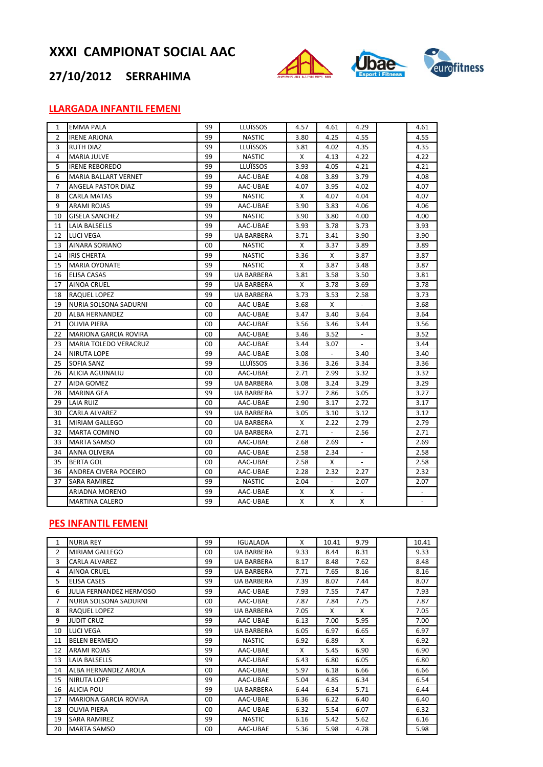# XXXI CAMPIONAT SOCIAL AAC

## 27/10/2012 SERRAHIMA

### LLARGADA INFANTIL FEMENI

| | | | | | | | | |
|---|---|---|---|---|---|---|---|---|
| 1 | EMMA PALA | 99 | LLUÏSSOS | 4.57 | 4.61 | 4.29 | | 4.61 |
| 2 | IRENE ARJONA | 99 | NASTIC | 3.80 | 4.25 | 4.55 | | 4.55 |
| 3 | RUTH DIAZ | 99 | LLUÏSSOS | 3.81 | 4.02 | 4.35 | | 4.35 |
| 4 | MARIA JULVE | 99 | NASTIC | X | 4.13 | 4.22 | | 4.22 |
| 5 | IRENE REBOREDO | 99 | LLUÏSSOS | 3.93 | 4.05 | 4.21 | | 4.21 |
| 6 | MARIA BALLART VERNET | 99 | AAC-UBAE | 4.08 | 3.89 | 3.79 | | 4.08 |
| 7 | ANGELA PASTOR DIAZ | 99 | AAC-UBAE | 4.07 | 3.95 | 4.02 | | 4.07 |
| 8 | CARLA MATAS | 99 | NASTIC | X | 4.07 | 4.04 | | 4.07 |
| 9 | ARAMI ROJAS | 99 | AAC-UBAE | 3.90 | 3.83 | 4.06 | | 4.06 |
| 10 | GISELA SANCHEZ | 99 | NASTIC | 3.90 | 3.80 | 4.00 | | 4.00 |
| 11 | LAIA BALSELLS | 99 | AAC-UBAE | 3.93 | 3.78 | 3.73 | | 3.93 |
| 12 | LUCI VEGA | 99 | UA BARBERA | 3.71 | 3.41 | 3.90 | | 3.90 |
| 13 | AINARA SORIANO | 00 | NASTIC | X | 3.37 | 3.89 | | 3.89 |
| 14 | IRIS CHERTA | 99 | NASTIC | 3.36 | X | 3.87 | | 3.87 |
| 15 | MARIA OYONATE | 99 | NASTIC | X | 3.87 | 3.48 | | 3.87 |
| 16 | ELISA CASAS | 99 | UA BARBERA | 3.81 | 3.58 | 3.50 | | 3.81 |
| 17 | AINOA CRUEL | 99 | UA BARBERA | X | 3.78 | 3.69 | | 3.78 |
| 18 | RAQUEL LOPEZ | 99 | UA BARBERA | 3.73 | 3.53 | 2.58 | | 3.73 |
| 19 | NURIA SOLSONA SADURNI | 00 | AAC-UBAE | 3.68 | X | - | | 3.68 |
| 20 | ALBA HERNANDEZ | 00 | AAC-UBAE | 3.47 | 3.40 | 3.64 | | 3.64 |
| 21 | OLIVIA PIERA | 00 | AAC-UBAE | 3.56 | 3.46 | 3.44 | | 3.56 |
| 22 | MARIONA GARCIA ROVIRA | 00 | AAC-UBAE | 3.46 | 3.52 | - | | 3.52 |
| 23 | MARIA TOLEDO VERACRUZ | 00 | AAC-UBAE | 3.44 | 3.07 | - | | 3.44 |
| 24 | NIRUTA LOPE | 99 | AAC-UBAE | 3.08 | - | 3.40 | | 3.40 |
| 25 | SOFIA SANZ | 99 | LLUÏSSOS | 3.36 | 3.26 | 3.34 | | 3.36 |
| 26 | ALICIA AGUINALIU | 00 | AAC-UBAE | 2.71 | 2.99 | 3.32 | | 3.32 |
| 27 | AIDA GOMEZ | 99 | UA BARBERA | 3.08 | 3.24 | 3.29 | | 3.29 |
| 28 | MARINA GEA | 99 | UA BARBERA | 3.27 | 2.86 | 3.05 | | 3.27 |
| 29 | LAIA RUIZ | 00 | AAC-UBAE | 2.90 | 3.17 | 2.72 | | 3.17 |
| 30 | CARLA ALVAREZ | 99 | UA BARBERA | 3.05 | 3.10 | 3.12 | | 3.12 |
| 31 | MIRIAM GALLEGO | 00 | UA BARBERA | X | 2.22 | 2.79 | | 2.79 |
| 32 | MARTA COMINO | 00 | UA BARBERA | 2.71 | - | 2.56 | | 2.71 |
| 33 | MARTA SAMSO | 00 | AAC-UBAE | 2.68 | 2.69 | - | | 2.69 |
| 34 | ANNA OLIVERA | 00 | AAC-UBAE | 2.58 | 2.34 | - | | 2.58 |
| 35 | BERTA GOL | 00 | AAC-UBAE | 2.58 | X | - | | 2.58 |
| 36 | ANDREA CIVERA POCEIRO | 00 | AAC-UBAE | 2.28 | 2.32 | 2.27 | | 2.32 |
| 37 | SARA RAMIREZ | 99 | NASTIC | 2.04 | - | 2.07 | | 2.07 |
| | ARIADNA MORENO | 99 | AAC-UBAE | X | X | - | | - |
| | MARTINA CALERO | 99 | AAC-UBAE | X | X | X | | - |

### PES INFANTIL FEMENI

| | | | | | | | | |
|---|---|---|---|---|---|---|---|---|
| 1 | NURIA REY | 99 | IGUALADA | X | 10.41 | 9.79 | | 10.41 |
| 2 | MIRIAM GALLEGO | 00 | UA BARBERA | 9.33 | 8.44 | 8.31 | | 9.33 |
| 3 | CARLA ALVAREZ | 99 | UA BARBERA | 8.17 | 8.48 | 7.62 | | 8.48 |
| 4 | AINOA CRUEL | 99 | UA BARBERA | 7.71 | 7.65 | 8.16 | | 8.16 |
| 5 | ELISA CASES | 99 | UA BARBERA | 7.39 | 8.07 | 7.44 | | 8.07 |
| 6 | JULIA FERNANDEZ HERMOSO | 99 | AAC-UBAE | 7.93 | 7.55 | 7.47 | | 7.93 |
| 7 | NURIA SOLSONA SADURNI | 00 | AAC-UBAE | 7.87 | 7.84 | 7.75 | | 7.87 |
| 8 | RAQUEL LOPEZ | 99 | UA BARBERA | 7.05 | X | X | | 7.05 |
| 9 | JUDIT CRUZ | 99 | AAC-UBAE | 6.13 | 7.00 | 5.95 | | 7.00 |
| 10 | LUCI VEGA | 99 | UA BARBERA | 6.05 | 6.97 | 6.65 | | 6.97 |
| 11 | BELEN BERMEJO | 99 | NASTIC | 6.92 | 6.89 | X | | 6.92 |
| 12 | ARAMI ROJAS | 99 | AAC-UBAE | X | 5.45 | 6.90 | | 6.90 |
| 13 | LAIA BALSELLS | 99 | AAC-UBAE | 6.43 | 6.80 | 6.05 | | 6.80 |
| 14 | ALBA HERNANDEZ AROLA | 00 | AAC-UBAE | 5.97 | 6.18 | 6.66 | | 6.66 |
| 15 | NIRUTA LOPE | 99 | AAC-UBAE | 5.04 | 4.85 | 6.34 | | 6.54 |
| 16 | ALICIA POU | 99 | UA BARBERA | 6.44 | 6.34 | 5.71 | | 6.44 |
| 17 | MARIONA GARCIA ROVIRA | 00 | AAC-UBAE | 6.36 | 6.22 | 6.40 | | 6.40 |
| 18 | OLIVIA PIERA | 00 | AAC-UBAE | 6.32 | 5.54 | 6.07 | | 6.32 |
| 19 | SARA RAMIREZ | 99 | NASTIC | 6.16 | 5.42 | 5.62 | | 6.16 |
| 20 | MARTA SAMSO | 00 | AAC-UBAE | 5.36 | 5.98 | 4.78 | | 5.98 |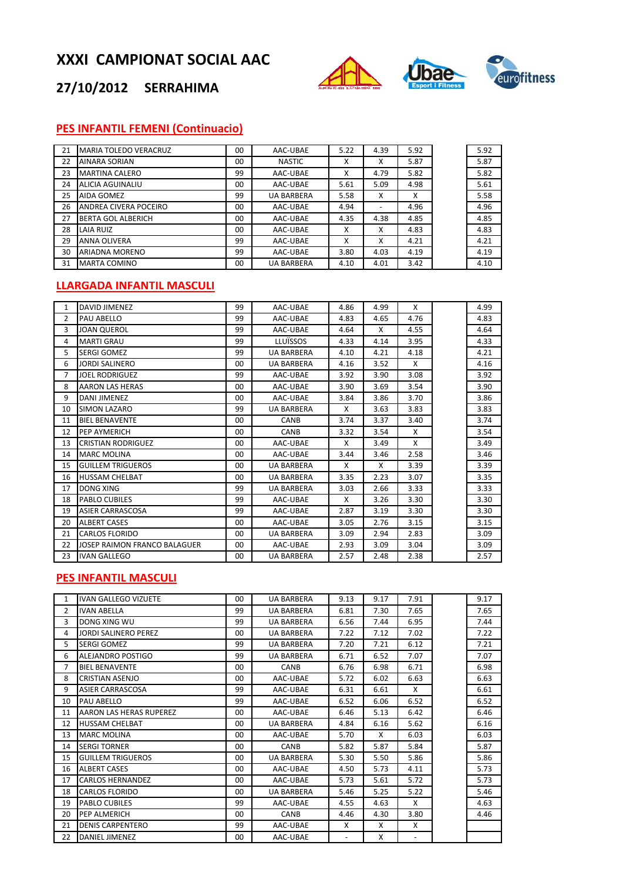# XXXI CAMPIONAT SOCIAL AAC

## 27/10/2012 SERRAHIMA

### PES INFANTIL FEMENI (Continuacio)

| | | | | | | | | |
|---|---|---|---|---|---|---|---|---|
| 21 | MARIA TOLEDO VERACRUZ | 00 | AAC-UBAE | 5.22 | 4.39 | 5.92 | | 5.92 |
| 22 | AINARA SORIAN | 00 | NASTIC | X | X | 5.87 | | 5.87 |
| 23 | MARTINA CALERO | 99 | AAC-UBAE | X | 4.79 | 5.82 | | 5.82 |
| 24 | ALICIA AGUINALIU | 00 | AAC-UBAE | 5.61 | 5.09 | 4.98 | | 5.61 |
| 25 | AIDA GOMEZ | 99 | UA BARBERA | 5.58 | X | X | | 5.58 |
| 26 | ANDREA CIVERA POCEIRO | 00 | AAC-UBAE | 4.94 | - | 4.96 | | 4.96 |
| 27 | BERTA GOL ALBERICH | 00 | AAC-UBAE | 4.35 | 4.38 | 4.85 | | 4.85 |
| 28 | LAIA RUIZ | 00 | AAC-UBAE | X | X | 4.83 | | 4.83 |
| 29 | ANNA OLIVERA | 99 | AAC-UBAE | X | X | 4.21 | | 4.21 |
| 30 | ARIADNA MORENO | 99 | AAC-UBAE | 3.80 | 4.03 | 4.19 | | 4.19 |
| 31 | MARTA COMINO | 00 | UA BARBERA | 4.10 | 4.01 | 3.42 | | 4.10 |

### LLARGADA INFANTIL MASCULI

| | | | | | | | | |
|---|---|---|---|---|---|---|---|---|
| 1 | DAVID JIMENEZ | 99 | AAC-UBAE | 4.86 | 4.99 | X | | 4.99 |
| 2 | PAU ABELLO | 99 | AAC-UBAE | 4.83 | 4.65 | 4.76 | | 4.83 |
| 3 | JOAN QUEROL | 99 | AAC-UBAE | 4.64 | X | 4.55 | | 4.64 |
| 4 | MARTI GRAU | 99 | LLUÏSSOS | 4.33 | 4.14 | 3.95 | | 4.33 |
| 5 | SERGI GOMEZ | 99 | UA BARBERA | 4.10 | 4.21 | 4.18 | | 4.21 |
| 6 | JORDI SALINERO | 00 | UA BARBERA | 4.16 | 3.52 | X | | 4.16 |
| 7 | JOEL RODRIGUEZ | 99 | AAC-UBAE | 3.92 | 3.90 | 3.08 | | 3.92 |
| 8 | AARON LAS HERAS | 00 | AAC-UBAE | 3.90 | 3.69 | 3.54 | | 3.90 |
| 9 | DANI JIMENEZ | 00 | AAC-UBAE | 3.84 | 3.86 | 3.70 | | 3.86 |
| 10 | SIMON LAZARO | 99 | UA BARBERA | X | 3.63 | 3.83 | | 3.83 |
| 11 | BIEL BENAVENTE | 00 | CANB | 3.74 | 3.37 | 3.40 | | 3.74 |
| 12 | PEP AYMERICH | 00 | CANB | 3.32 | 3.54 | X | | 3.54 |
| 13 | CRISTIAN RODRIGUEZ | 00 | AAC-UBAE | X | 3.49 | X | | 3.49 |
| 14 | MARC MOLINA | 00 | AAC-UBAE | 3.44 | 3.46 | 2.58 | | 3.46 |
| 15 | GUILLEM TRIGUEROS | 00 | UA BARBERA | X | X | 3.39 | | 3.39 |
| 16 | HUSSAM CHELBAT | 00 | UA BARBERA | 3.35 | 2.23 | 3.07 | | 3.35 |
| 17 | DONG XING | 99 | UA BARBERA | 3.03 | 2.66 | 3.33 | | 3.33 |
| 18 | PABLO CUBILES | 99 | AAC-UBAE | X | 3.26 | 3.30 | | 3.30 |
| 19 | ASIER CARRASCOSA | 99 | AAC-UBAE | 2.87 | 3.19 | 3.30 | | 3.30 |
| 20 | ALBERT CASES | 00 | AAC-UBAE | 3.05 | 2.76 | 3.15 | | 3.15 |
| 21 | CARLOS FLORIDO | 00 | UA BARBERA | 3.09 | 2.94 | 2.83 | | 3.09 |
| 22 | JOSEP RAIMON FRANCO BALAGUER | 00 | AAC-UBAE | 2.93 | 3.09 | 3.04 | | 3.09 |
| 23 | IVAN GALLEGO | 00 | UA BARBERA | 2.57 | 2.48 | 2.38 | | 2.57 |

### PES INFANTIL MASCULI

| | | | | | | | | |
|---|---|---|---|---|---|---|---|---|
| 1 | IVAN GALLEGO VIZUETE | 00 | UA BARBERA | 9.13 | 9.17 | 7.91 | | 9.17 |
| 2 | IVAN ABELLA | 99 | UA BARBERA | 6.81 | 7.30 | 7.65 | | 7.65 |
| 3 | DONG XING WU | 99 | UA BARBERA | 6.56 | 7.44 | 6.95 | | 7.44 |
| 4 | JORDI SALINERO PEREZ | 00 | UA BARBERA | 7.22 | 7.12 | 7.02 | | 7.22 |
| 5 | SERGI GOMEZ | 99 | UA BARBERA | 7.20 | 7.21 | 6.12 | | 7.21 |
| 6 | ALEJANDRO POSTIGO | 99 | UA BARBERA | 6.71 | 6.52 | 7.07 | | 7.07 |
| 7 | BIEL BENAVENTE | 00 | CANB | 6.76 | 6.98 | 6.71 | | 6.98 |
| 8 | CRISTIAN ASENJO | 00 | AAC-UBAE | 5.72 | 6.02 | 6.63 | | 6.63 |
| 9 | ASIER CARRASCOSA | 99 | AAC-UBAE | 6.31 | 6.61 | X | | 6.61 |
| 10 | PAU ABELLO | 99 | AAC-UBAE | 6.52 | 6.06 | 6.52 | | 6.52 |
| 11 | AARON LAS HERAS RUPEREZ | 00 | AAC-UBAE | 6.46 | 5.13 | 6.42 | | 6.46 |
| 12 | HUSSAM CHELBAT | 00 | UA BARBERA | 4.84 | 6.16 | 5.62 | | 6.16 |
| 13 | MARC MOLINA | 00 | AAC-UBAE | 5.70 | X | 6.03 | | 6.03 |
| 14 | SERGI TORNER | 00 | CANB | 5.82 | 5.87 | 5.84 | | 5.87 |
| 15 | GUILLEM TRIGUEROS | 00 | UA BARBERA | 5.30 | 5.50 | 5.86 | | 5.86 |
| 16 | ALBERT CASES | 00 | AAC-UBAE | 4.50 | 5.73 | 4.11 | | 5.73 |
| 17 | CARLOS HERNANDEZ | 00 | AAC-UBAE | 5.73 | 5.61 | 5.72 | | 5.73 |
| 18 | CARLOS FLORIDO | 00 | UA BARBERA | 5.46 | 5.25 | 5.22 | | 5.46 |
| 19 | PABLO CUBILES | 99 | AAC-UBAE | 4.55 | 4.63 | X | | 4.63 |
| 20 | PEP ALMERICH | 00 | CANB | 4.46 | 4.30 | 3.80 | | 4.46 |
| 21 | DENIS CARPENTERO | 99 | AAC-UBAE | X | X | X | | |
| 22 | DANIEL JIMENEZ | 00 | AAC-UBAE | - | X | - | | |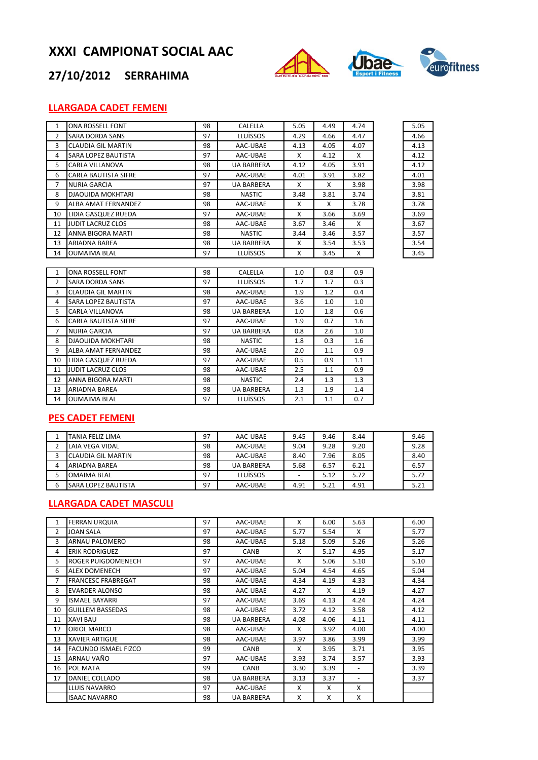# XXXI CAMPIONAT SOCIAL AAC

## 27/10/2012 SERRAHIMA

### LLARGADA CADET FEMENI

| | | | | | | | | |
|---|---|---|---|---|---|---|---|---|
| 1 | ONA ROSSELL FONT | 98 | CALELLA | 5.05 | 4.49 | 4.74 | | 5.05 |
| 2 | SARA DORDA SANS | 97 | LLUÏSSOS | 4.29 | 4.66 | 4.47 | | 4.66 |
| 3 | CLAUDIA GIL MARTIN | 98 | AAC-UBAE | 4.13 | 4.05 | 4.07 | | 4.13 |
| 4 | SARA LOPEZ BAUTISTA | 97 | AAC-UBAE | X | 4.12 | X | | 4.12 |
| 5 | CARLA VILLANOVA | 98 | UA BARBERA | 4.12 | 4.05 | 3.91 | | 4.12 |
| 6 | CARLA BAUTISTA SIFRE | 97 | AAC-UBAE | 4.01 | 3.91 | 3.82 | | 4.01 |
| 7 | NURIA GARCIA | 97 | UA BARBERA | X | X | 3.98 | | 3.98 |
| 8 | DJAOUIDA MOKHTARI | 98 | NASTIC | 3.48 | 3.81 | 3.74 | | 3.81 |
| 9 | ALBA AMAT FERNANDEZ | 98 | AAC-UBAE | X | X | 3.78 | | 3.78 |
| 10 | LIDIA GASQUEZ RUEDA | 97 | AAC-UBAE | X | 3.66 | 3.69 | | 3.69 |
| 11 | JUDIT LACRUZ CLOS | 98 | AAC-UBAE | 3.67 | 3.46 | X | | 3.67 |
| 12 | ANNA BIGORA MARTI | 98 | NASTIC | 3.44 | 3.46 | 3.57 | | 3.57 |
| 13 | ARIADNA BAREA | 98 | UA BARBERA | X | 3.54 | 3.53 | | 3.54 |
| 14 | OUMAIMA BLAL | 97 | LLUÏSSOS | X | 3.45 | X | | 3.45 |

| | | | | | | |
|---|---|---|---|---|---|---|
| 1 | ONA ROSSELL FONT | 98 | CALELLA | 1.0 | 0.8 | 0.9 |
| 2 | SARA DORDA SANS | 97 | LLUÏSSOS | 1.7 | 1.7 | 0.3 |
| 3 | CLAUDIA GIL MARTIN | 98 | AAC-UBAE | 1.9 | 1.2 | 0.4 |
| 4 | SARA LOPEZ BAUTISTA | 97 | AAC-UBAE | 3.6 | 1.0 | 1.0 |
| 5 | CARLA VILLANOVA | 98 | UA BARBERA | 1.0 | 1.8 | 0.6 |
| 6 | CARLA BAUTISTA SIFRE | 97 | AAC-UBAE | 1.9 | 0.7 | 1.6 |
| 7 | NURIA GARCIA | 97 | UA BARBERA | 0.8 | 2.6 | 1.0 |
| 8 | DJAOUIDA MOKHTARI | 98 | NASTIC | 1.8 | 0.3 | 1.6 |
| 9 | ALBA AMAT FERNANDEZ | 98 | AAC-UBAE | 2.0 | 1.1 | 0.9 |
| 10 | LIDIA GASQUEZ RUEDA | 97 | AAC-UBAE | 0.5 | 0.9 | 1.1 |
| 11 | JUDIT LACRUZ CLOS | 98 | AAC-UBAE | 2.5 | 1.1 | 0.9 |
| 12 | ANNA BIGORA MARTI | 98 | NASTIC | 2.4 | 1.3 | 1.3 |
| 13 | ARIADNA BAREA | 98 | UA BARBERA | 1.3 | 1.9 | 1.4 |
| 14 | OUMAIMA BLAL | 97 | LLUÏSSOS | 2.1 | 1.1 | 0.7 |

### PES CADET FEMENI

| | | | | | | | | |
|---|---|---|---|---|---|---|---|---|
| 1 | TANIA FELIZ LIMA | 97 | AAC-UBAE | 9.45 | 9.46 | 8.44 | | 9.46 |
| 2 | LAIA VEGA VIDAL | 98 | AAC-UBAE | 9.04 | 9.28 | 9.20 | | 9.28 |
| 3 | CLAUDIA GIL MARTIN | 98 | AAC-UBAE | 8.40 | 7.96 | 8.05 | | 8.40 |
| 4 | ARIADNA BAREA | 98 | UA BARBERA | 5.68 | 6.57 | 6.21 | | 6.57 |
| 5 | OMAIMA BLAL | 97 | LLUÏSSOS | - | 5.12 | 5.72 | | 5.72 |
| 6 | SARA LOPEZ BAUTISTA | 97 | AAC-UBAE | 4.91 | 5.21 | 4.91 | | 5.21 |

### LLARGADA CADET MASCULI

| | | | | | | | | |
|---|---|---|---|---|---|---|---|---|
| 1 | FERRAN URQUIA | 97 | AAC-UBAE | X | 6.00 | 5.63 | | 6.00 |
| 2 | JOAN SALA | 97 | AAC-UBAE | 5.77 | 5.54 | X | | 5.77 |
| 3 | ARNAU PALOMERO | 98 | AAC-UBAE | 5.18 | 5.09 | 5.26 | | 5.26 |
| 4 | ERIK RODRIGUEZ | 97 | CANB | X | 5.17 | 4.95 | | 5.17 |
| 5 | ROGER PUIGDOMENECH | 97 | AAC-UBAE | X | 5.06 | 5.10 | | 5.10 |
| 6 | ALEX DOMENECH | 97 | AAC-UBAE | 5.04 | 4.54 | 4.65 | | 5.04 |
| 7 | FRANCESC FRABREGAT | 98 | AAC-UBAE | 4.34 | 4.19 | 4.33 | | 4.34 |
| 8 | EVARDER ALONSO | 98 | AAC-UBAE | 4.27 | X | 4.19 | | 4.27 |
| 9 | ISMAEL BAYARRI | 97 | AAC-UBAE | 3.69 | 4.13 | 4.24 | | 4.24 |
| 10 | GUILLEM BASSEDAS | 98 | AAC-UBAE | 3.72 | 4.12 | 3.58 | | 4.12 |
| 11 | XAVI BAU | 98 | UA BARBERA | 4.08 | 4.06 | 4.11 | | 4.11 |
| 12 | ORIOL MARCO | 98 | AAC-UBAE | X | 3.92 | 4.00 | | 4.00 |
| 13 | XAVIER ARTIGUE | 98 | AAC-UBAE | 3.97 | 3.86 | 3.99 | | 3.99 |
| 14 | FACUNDO ISMAEL FIZCO | 99 | CANB | X | 3.95 | 3.71 | | 3.95 |
| 15 | ARNAU VAÑO | 97 | AAC-UBAE | 3.93 | 3.74 | 3.57 | | 3.93 |
| 16 | POL MATA | 99 | CANB | 3.30 | 3.39 | - | | 3.39 |
| 17 | DANIEL COLLADO | 98 | UA BARBERA | 3.13 | 3.37 | - | | 3.37 |
| | LLUIS NAVARRO | 97 | AAC-UBAE | X | X | X | | |
| | ISAAC NAVARRO | 98 | UA BARBERA | X | X | X | | |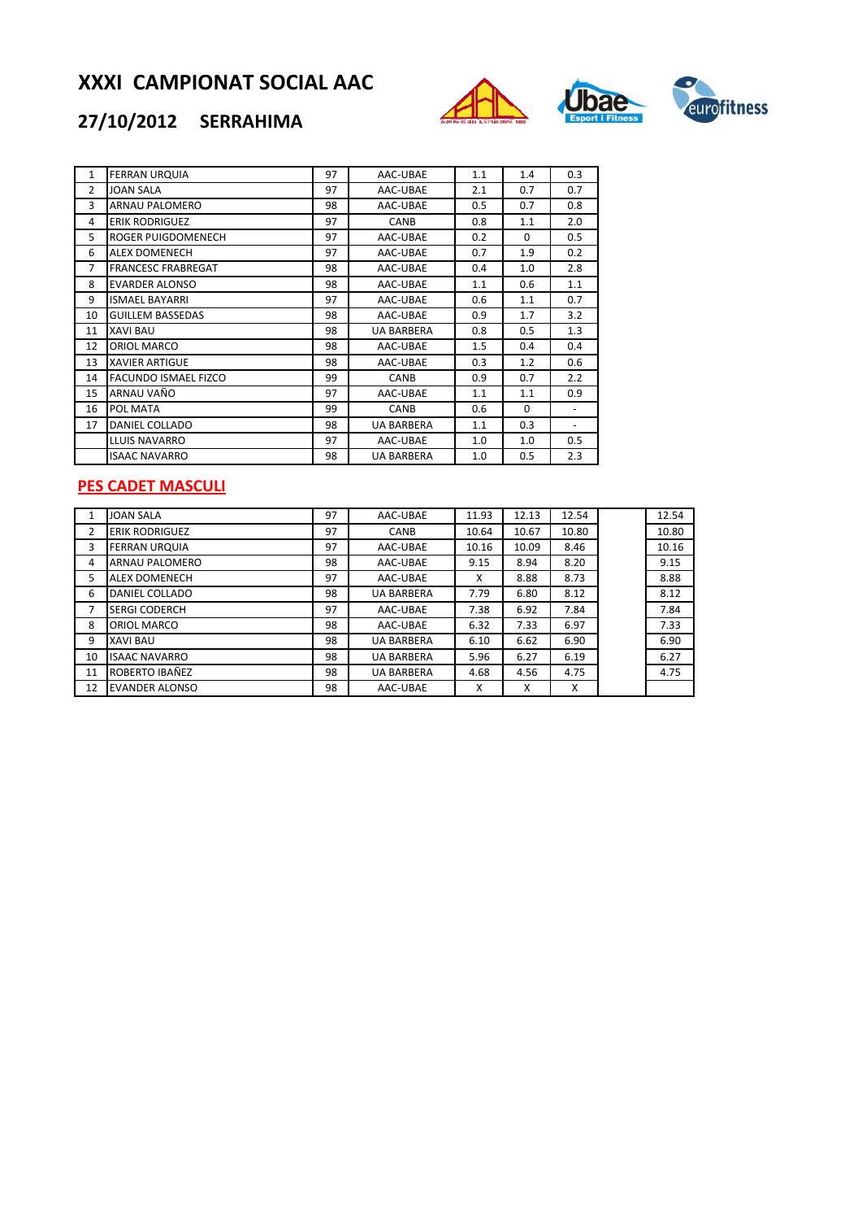# XXXI CAMPIONAT SOCIAL AAC

## 27/10/2012 SERRAHIMA

| | | | | | | |
|---|---|---|---|---|---|---|
| 1 | FERRAN URQUIA | 97 | AAC-UBAE | 1.1 | 1.4 | 0.3 |
| 2 | JOAN SALA | 97 | AAC-UBAE | 2.1 | 0.7 | 0.7 |
| 3 | ARNAU PALOMERO | 98 | AAC-UBAE | 0.5 | 0.7 | 0.8 |
| 4 | ERIK RODRIGUEZ | 97 | CANB | 0.8 | 1.1 | 2.0 |
| 5 | ROGER PUIGDOMENECH | 97 | AAC-UBAE | 0.2 | 0 | 0.5 |
| 6 | ALEX DOMENECH | 97 | AAC-UBAE | 0.7 | 1.9 | 0.2 |
| 7 | FRANCESC FRABREGAT | 98 | AAC-UBAE | 0.4 | 1.0 | 2.8 |
| 8 | EVARDER ALONSO | 98 | AAC-UBAE | 1.1 | 0.6 | 1.1 |
| 9 | ISMAEL BAYARRI | 97 | AAC-UBAE | 0.6 | 1.1 | 0.7 |
| 10 | GUILLEM BASSEDAS | 98 | AAC-UBAE | 0.9 | 1.7 | 3.2 |
| 11 | XAVI BAU | 98 | UA BARBERA | 0.8 | 0.5 | 1.3 |
| 12 | ORIOL MARCO | 98 | AAC-UBAE | 1.5 | 0.4 | 0.4 |
| 13 | XAVIER ARTIGUE | 98 | AAC-UBAE | 0.3 | 1.2 | 0.6 |
| 14 | FACUNDO ISMAEL FIZCO | 99 | CANB | 0.9 | 0.7 | 2.2 |
| 15 | ARNAU VAÑO | 97 | AAC-UBAE | 1.1 | 1.1 | 0.9 |
| 16 | POL MATA | 99 | CANB | 0.6 | 0 | - |
| 17 | DANIEL COLLADO | 98 | UA BARBERA | 1.1 | 0.3 | - |
| | LLUIS NAVARRO | 97 | AAC-UBAE | 1.0 | 1.0 | 0.5 |
| | ISAAC NAVARRO | 98 | UA BARBERA | 1.0 | 0.5 | 2.3 |

## PES CADET MASCULI

| | | | | | | | | |
|---|---|---|---|---|---|---|---|---|
| 1 | JOAN SALA | 97 | AAC-UBAE | 11.93 | 12.13 | 12.54 | | 12.54 |
| 2 | ERIK RODRIGUEZ | 97 | CANB | 10.64 | 10.67 | 10.80 | | 10.80 |
| 3 | FERRAN URQUIA | 97 | AAC-UBAE | 10.16 | 10.09 | 8.46 | | 10.16 |
| 4 | ARNAU PALOMERO | 98 | AAC-UBAE | 9.15 | 8.94 | 8.20 | | 9.15 |
| 5 | ALEX DOMENECH | 97 | AAC-UBAE | X | 8.88 | 8.73 | | 8.88 |
| 6 | DANIEL COLLADO | 98 | UA BARBERA | 7.79 | 6.80 | 8.12 | | 8.12 |
| 7 | SERGI CODERCH | 97 | AAC-UBAE | 7.38 | 6.92 | 7.84 | | 7.84 |
| 8 | ORIOL MARCO | 98 | AAC-UBAE | 6.32 | 7.33 | 6.97 | | 7.33 |
| 9 | XAVI BAU | 98 | UA BARBERA | 6.10 | 6.62 | 6.90 | | 6.90 |
| 10 | ISAAC NAVARRO | 98 | UA BARBERA | 5.96 | 6.27 | 6.19 | | 6.27 |
| 11 | ROBERTO IBAÑEZ | 98 | UA BARBERA | 4.68 | 4.56 | 4.75 | | 4.75 |
| 12 | EVANDER ALONSO | 98 | AAC-UBAE | X | X | X | | |